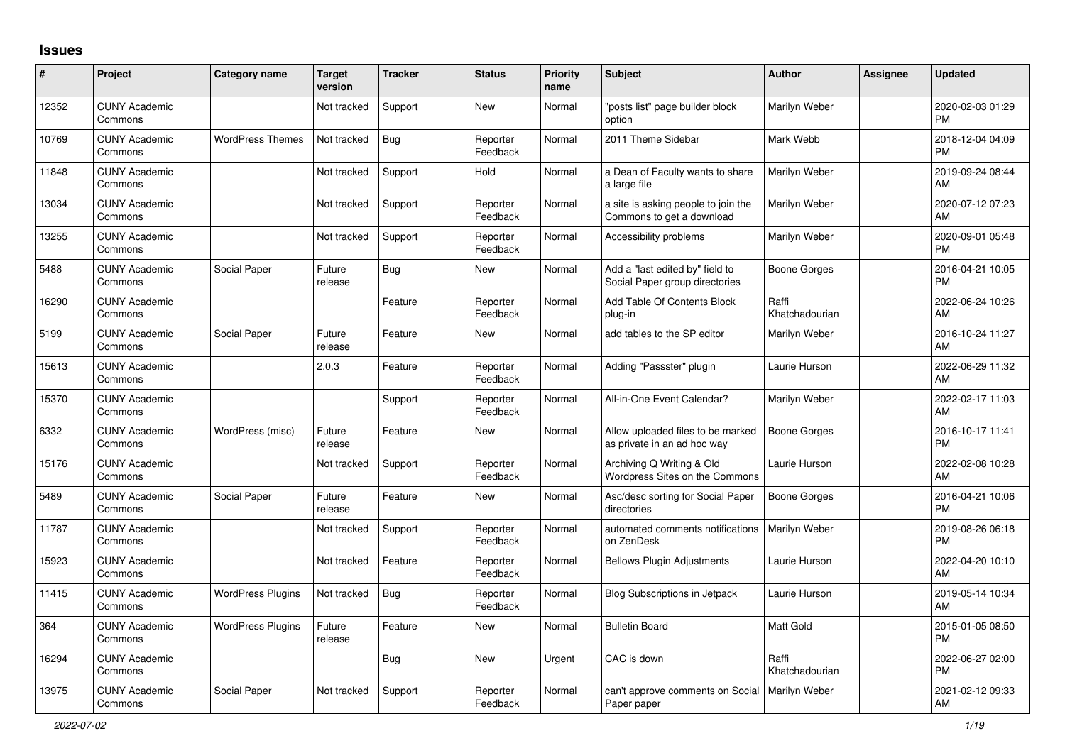# Issues

| # | Project | Category name | Target version | Tracker | Status | Priority name | Subject | Author | Assignee | Updated |
|---|---|---|---|---|---|---|---|---|---|---|
| 12352 | CUNY Academic Commons | | Not tracked | Support | New | Normal | "posts list" page builder block option | Marilyn Weber | | 2020-02-03 01:29 PM |
| 10769 | CUNY Academic Commons | WordPress Themes | Not tracked | Bug | Reporter Feedback | Normal | 2011 Theme Sidebar | Mark Webb | | 2018-12-04 04:09 PM |
| 11848 | CUNY Academic Commons | | Not tracked | Support | Hold | Normal | a Dean of Faculty wants to share a large file | Marilyn Weber | | 2019-09-24 08:44 AM |
| 13034 | CUNY Academic Commons | | Not tracked | Support | Reporter Feedback | Normal | a site is asking people to join the Commons to get a download | Marilyn Weber | | 2020-07-12 07:23 AM |
| 13255 | CUNY Academic Commons | | Not tracked | Support | Reporter Feedback | Normal | Accessibility problems | Marilyn Weber | | 2020-09-01 05:48 PM |
| 5488 | CUNY Academic Commons | Social Paper | Future release | Bug | New | Normal | Add a "last edited by" field to Social Paper group directories | Boone Gorges | | 2016-04-21 10:05 PM |
| 16290 | CUNY Academic Commons | | | Feature | Reporter Feedback | Normal | Add Table Of Contents Block plug-in | Raffi Khatchadourian | | 2022-06-24 10:26 AM |
| 5199 | CUNY Academic Commons | Social Paper | Future release | Feature | New | Normal | add tables to the SP editor | Marilyn Weber | | 2016-10-24 11:27 AM |
| 15613 | CUNY Academic Commons | | 2.0.3 | Feature | Reporter Feedback | Normal | Adding "Passster" plugin | Laurie Hurson | | 2022-06-29 11:32 AM |
| 15370 | CUNY Academic Commons | | | Support | Reporter Feedback | Normal | All-in-One Event Calendar? | Marilyn Weber | | 2022-02-17 11:03 AM |
| 6332 | CUNY Academic Commons | WordPress (misc) | Future release | Feature | New | Normal | Allow uploaded files to be marked as private in an ad hoc way | Boone Gorges | | 2016-10-17 11:41 PM |
| 15176 | CUNY Academic Commons | | Not tracked | Support | Reporter Feedback | Normal | Archiving Q Writing & Old Wordpress Sites on the Commons | Laurie Hurson | | 2022-02-08 10:28 AM |
| 5489 | CUNY Academic Commons | Social Paper | Future release | Feature | New | Normal | Asc/desc sorting for Social Paper directories | Boone Gorges | | 2016-04-21 10:06 PM |
| 11787 | CUNY Academic Commons | | Not tracked | Support | Reporter Feedback | Normal | automated comments notifications on ZenDesk | Marilyn Weber | | 2019-08-26 06:18 PM |
| 15923 | CUNY Academic Commons | | Not tracked | Feature | Reporter Feedback | Normal | Bellows Plugin Adjustments | Laurie Hurson | | 2022-04-20 10:10 AM |
| 11415 | CUNY Academic Commons | WordPress Plugins | Not tracked | Bug | Reporter Feedback | Normal | Blog Subscriptions in Jetpack | Laurie Hurson | | 2019-05-14 10:34 AM |
| 364 | CUNY Academic Commons | WordPress Plugins | Future release | Feature | New | Normal | Bulletin Board | Matt Gold | | 2015-01-05 08:50 PM |
| 16294 | CUNY Academic Commons | | | Bug | New | Urgent | CAC is down | Raffi Khatchadourian | | 2022-06-27 02:00 PM |
| 13975 | CUNY Academic Commons | Social Paper | Not tracked | Support | Reporter Feedback | Normal | can't approve comments on Social Paper paper | Marilyn Weber | | 2021-02-12 09:33 AM |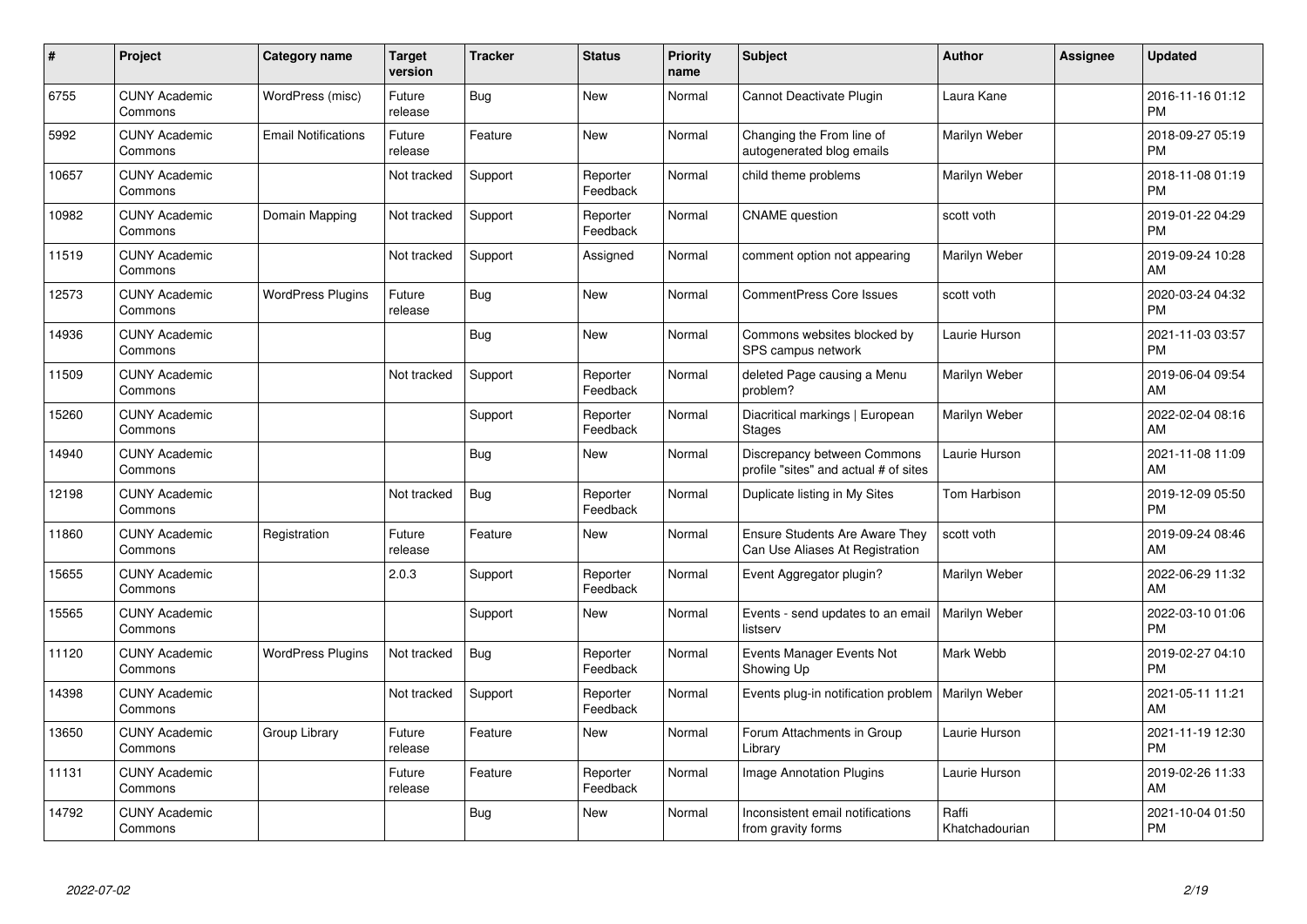| # | Project | Category name | Target version | Tracker | Status | Priority name | Subject | Author | Assignee | Updated |
|---|---|---|---|---|---|---|---|---|---|---|
| 6755 | CUNY Academic Commons | WordPress (misc) | Future release | Bug | New | Normal | Cannot Deactivate Plugin | Laura Kane | | 2016-11-16 01:12 PM |
| 5992 | CUNY Academic Commons | Email Notifications | Future release | Feature | New | Normal | Changing the From line of autogenerated blog emails | Marilyn Weber | | 2018-09-27 05:19 PM |
| 10657 | CUNY Academic Commons | | Not tracked | Support | Reporter Feedback | Normal | child theme problems | Marilyn Weber | | 2018-11-08 01:19 PM |
| 10982 | CUNY Academic Commons | Domain Mapping | Not tracked | Support | Reporter Feedback | Normal | CNAME question | scott voth | | 2019-01-22 04:29 PM |
| 11519 | CUNY Academic Commons | | Not tracked | Support | Assigned | Normal | comment option not appearing | Marilyn Weber | | 2019-09-24 10:28 AM |
| 12573 | CUNY Academic Commons | WordPress Plugins | Future release | Bug | New | Normal | CommentPress Core Issues | scott voth | | 2020-03-24 04:32 PM |
| 14936 | CUNY Academic Commons | | | Bug | New | Normal | Commons websites blocked by SPS campus network | Laurie Hurson | | 2021-11-03 03:57 PM |
| 11509 | CUNY Academic Commons | | Not tracked | Support | Reporter Feedback | Normal | deleted Page causing a Menu problem? | Marilyn Weber | | 2019-06-04 09:54 AM |
| 15260 | CUNY Academic Commons | | | Support | Reporter Feedback | Normal | Diacritical markings \| European Stages | Marilyn Weber | | 2022-02-04 08:16 AM |
| 14940 | CUNY Academic Commons | | | Bug | New | Normal | Discrepancy between Commons profile "sites" and actual # of sites | Laurie Hurson | | 2021-11-08 11:09 AM |
| 12198 | CUNY Academic Commons | | Not tracked | Bug | Reporter Feedback | Normal | Duplicate listing in My Sites | Tom Harbison | | 2019-12-09 05:50 PM |
| 11860 | CUNY Academic Commons | Registration | Future release | Feature | New | Normal | Ensure Students Are Aware They Can Use Aliases At Registration | scott voth | | 2019-09-24 08:46 AM |
| 15655 | CUNY Academic Commons | | 2.0.3 | Support | Reporter Feedback | Normal | Event Aggregator plugin? | Marilyn Weber | | 2022-06-29 11:32 AM |
| 15565 | CUNY Academic Commons | | | Support | New | Normal | Events - send updates to an email listserv | Marilyn Weber | | 2022-03-10 01:06 PM |
| 11120 | CUNY Academic Commons | WordPress Plugins | Not tracked | Bug | Reporter Feedback | Normal | Events Manager Events Not Showing Up | Mark Webb | | 2019-02-27 04:10 PM |
| 14398 | CUNY Academic Commons | | Not tracked | Support | Reporter Feedback | Normal | Events plug-in notification problem | Marilyn Weber | | 2021-05-11 11:21 AM |
| 13650 | CUNY Academic Commons | Group Library | Future release | Feature | New | Normal | Forum Attachments in Group Library | Laurie Hurson | | 2021-11-19 12:30 PM |
| 11131 | CUNY Academic Commons | | Future release | Feature | Reporter Feedback | Normal | Image Annotation Plugins | Laurie Hurson | | 2019-02-26 11:33 AM |
| 14792 | CUNY Academic Commons | | | Bug | New | Normal | Inconsistent email notifications from gravity forms | Raffi Khatchadourian | | 2021-10-04 01:50 PM |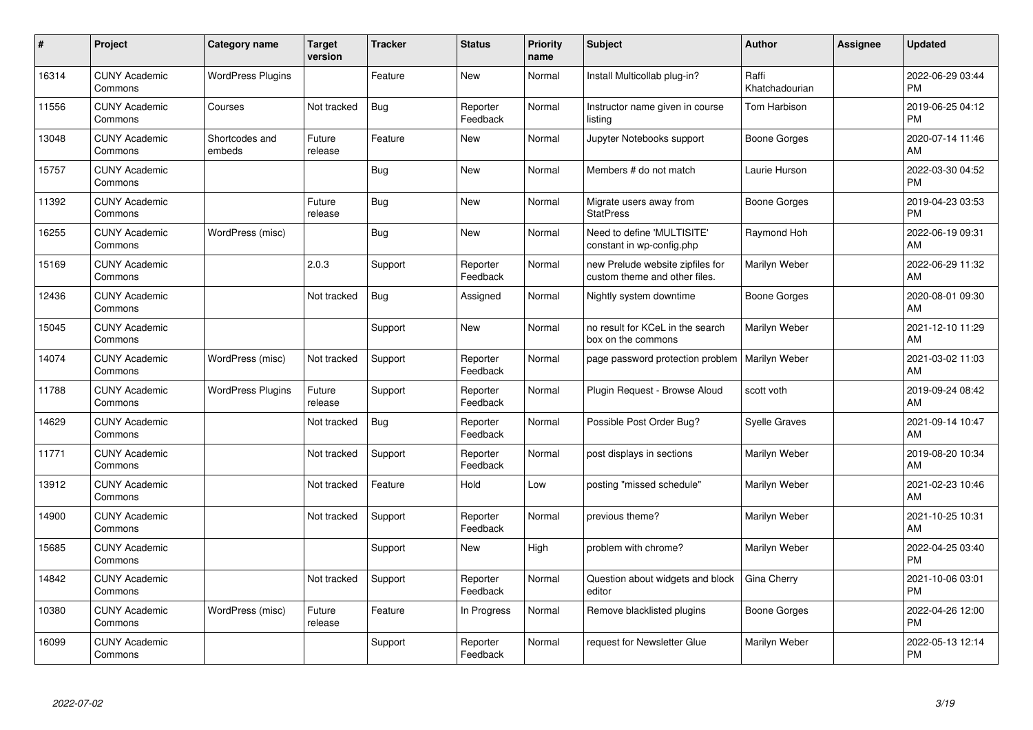| # | Project | Category name | Target version | Tracker | Status | Priority name | Subject | Author | Assignee | Updated |
|---|---|---|---|---|---|---|---|---|---|---|
| 16314 | CUNY Academic Commons | WordPress Plugins | | Feature | New | Normal | Install Multicollab plug-in? | Raffi Khatchadourian | | 2022-06-29 03:44 PM |
| 11556 | CUNY Academic Commons | Courses | Not tracked | Bug | Reporter Feedback | Normal | Instructor name given in course listing | Tom Harbison | | 2019-06-25 04:12 PM |
| 13048 | CUNY Academic Commons | Shortcodes and embeds | Future release | Feature | New | Normal | Jupyter Notebooks support | Boone Gorges | | 2020-07-14 11:46 AM |
| 15757 | CUNY Academic Commons | | | Bug | New | Normal | Members # do not match | Laurie Hurson | | 2022-03-30 04:52 PM |
| 11392 | CUNY Academic Commons | | Future release | Bug | New | Normal | Migrate users away from StatPress | Boone Gorges | | 2019-04-23 03:53 PM |
| 16255 | CUNY Academic Commons | WordPress (misc) | | Bug | New | Normal | Need to define 'MULTISITE' constant in wp-config.php | Raymond Hoh | | 2022-06-19 09:31 AM |
| 15169 | CUNY Academic Commons | | 2.0.3 | Support | Reporter Feedback | Normal | new Prelude website zipfiles for custom theme and other files. | Marilyn Weber | | 2022-06-29 11:32 AM |
| 12436 | CUNY Academic Commons | | Not tracked | Bug | Assigned | Normal | Nightly system downtime | Boone Gorges | | 2020-08-01 09:30 AM |
| 15045 | CUNY Academic Commons | | | Support | New | Normal | no result for KCeL in the search box on the commons | Marilyn Weber | | 2021-12-10 11:29 AM |
| 14074 | CUNY Academic Commons | WordPress (misc) | Not tracked | Support | Reporter Feedback | Normal | page password protection problem | Marilyn Weber | | 2021-03-02 11:03 AM |
| 11788 | CUNY Academic Commons | WordPress Plugins | Future release | Support | Reporter Feedback | Normal | Plugin Request - Browse Aloud | scott voth | | 2019-09-24 08:42 AM |
| 14629 | CUNY Academic Commons | | Not tracked | Bug | Reporter Feedback | Normal | Possible Post Order Bug? | Syelle Graves | | 2021-09-14 10:47 AM |
| 11771 | CUNY Academic Commons | | Not tracked | Support | Reporter Feedback | Normal | post displays in sections | Marilyn Weber | | 2019-08-20 10:34 AM |
| 13912 | CUNY Academic Commons | | Not tracked | Feature | Hold | Low | posting "missed schedule" | Marilyn Weber | | 2021-02-23 10:46 AM |
| 14900 | CUNY Academic Commons | | Not tracked | Support | Reporter Feedback | Normal | previous theme? | Marilyn Weber | | 2021-10-25 10:31 AM |
| 15685 | CUNY Academic Commons | | | Support | New | High | problem with chrome? | Marilyn Weber | | 2022-04-25 03:40 PM |
| 14842 | CUNY Academic Commons | | Not tracked | Support | Reporter Feedback | Normal | Question about widgets and block editor | Gina Cherry | | 2021-10-06 03:01 PM |
| 10380 | CUNY Academic Commons | WordPress (misc) | Future release | Feature | In Progress | Normal | Remove blacklisted plugins | Boone Gorges | | 2022-04-26 12:00 PM |
| 16099 | CUNY Academic Commons | | | Support | Reporter Feedback | Normal | request for Newsletter Glue | Marilyn Weber | | 2022-05-13 12:14 PM |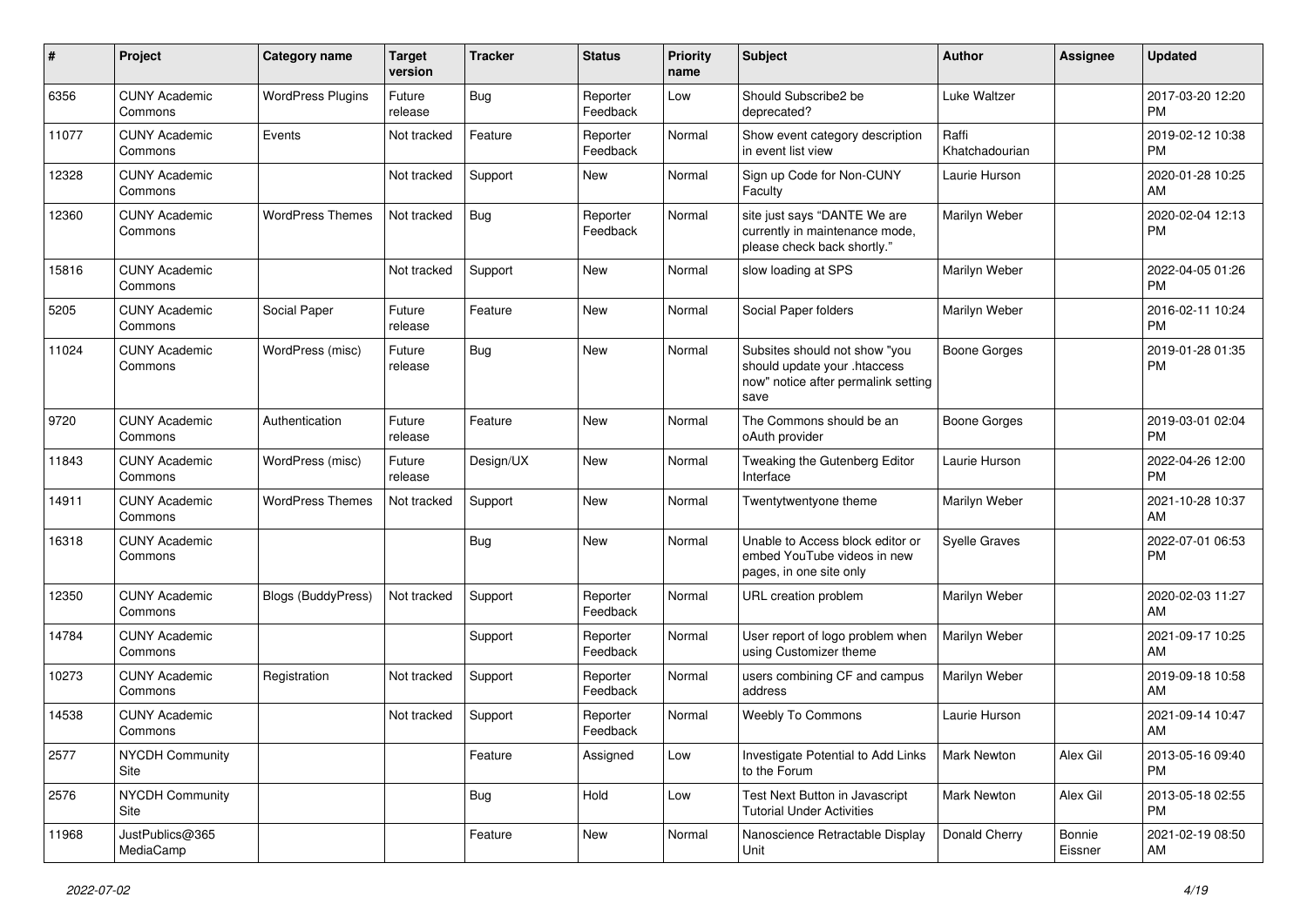| # | Project | Category name | Target version | Tracker | Status | Priority name | Subject | Author | Assignee | Updated |
|---|---|---|---|---|---|---|---|---|---|---|
| 6356 | CUNY Academic Commons | WordPress Plugins | Future release | Bug | Reporter Feedback | Low | Should Subscribe2 be deprecated? | Luke Waltzer | | 2017-03-20 12:20 PM |
| 11077 | CUNY Academic Commons | Events | Not tracked | Feature | Reporter Feedback | Normal | Show event category description in event list view | Raffi Khatchadourian | | 2019-02-12 10:38 PM |
| 12328 | CUNY Academic Commons | | Not tracked | Support | New | Normal | Sign up Code for Non-CUNY Faculty | Laurie Hurson | | 2020-01-28 10:25 AM |
| 12360 | CUNY Academic Commons | WordPress Themes | Not tracked | Bug | Reporter Feedback | Normal | site just says "DANTE We are currently in maintenance mode, please check back shortly." | Marilyn Weber | | 2020-02-04 12:13 PM |
| 15816 | CUNY Academic Commons | | Not tracked | Support | New | Normal | slow loading at SPS | Marilyn Weber | | 2022-04-05 01:26 PM |
| 5205 | CUNY Academic Commons | Social Paper | Future release | Feature | New | Normal | Social Paper folders | Marilyn Weber | | 2016-02-11 10:24 PM |
| 11024 | CUNY Academic Commons | WordPress (misc) | Future release | Bug | New | Normal | Subsites should not show "you should update your .htaccess now" notice after permalink setting save | Boone Gorges | | 2019-01-28 01:35 PM |
| 9720 | CUNY Academic Commons | Authentication | Future release | Feature | New | Normal | The Commons should be an oAuth provider | Boone Gorges | | 2019-03-01 02:04 PM |
| 11843 | CUNY Academic Commons | WordPress (misc) | Future release | Design/UX | New | Normal | Tweaking the Gutenberg Editor Interface | Laurie Hurson | | 2022-04-26 12:00 PM |
| 14911 | CUNY Academic Commons | WordPress Themes | Not tracked | Support | New | Normal | Twentytwentyone theme | Marilyn Weber | | 2021-10-28 10:37 AM |
| 16318 | CUNY Academic Commons | | | Bug | New | Normal | Unable to Access block editor or embed YouTube videos in new pages, in one site only | Syelle Graves | | 2022-07-01 06:53 PM |
| 12350 | CUNY Academic Commons | Blogs (BuddyPress) | Not tracked | Support | Reporter Feedback | Normal | URL creation problem | Marilyn Weber | | 2020-02-03 11:27 AM |
| 14784 | CUNY Academic Commons | | | Support | Reporter Feedback | Normal | User report of logo problem when using Customizer theme | Marilyn Weber | | 2021-09-17 10:25 AM |
| 10273 | CUNY Academic Commons | Registration | Not tracked | Support | Reporter Feedback | Normal | users combining CF and campus address | Marilyn Weber | | 2019-09-18 10:58 AM |
| 14538 | CUNY Academic Commons | | Not tracked | Support | Reporter Feedback | Normal | Weebly To Commons | Laurie Hurson | | 2021-09-14 10:47 AM |
| 2577 | NYCDH Community Site | | | Feature | Assigned | Low | Investigate Potential to Add Links to the Forum | Mark Newton | Alex Gil | 2013-05-16 09:40 PM |
| 2576 | NYCDH Community Site | | | Bug | Hold | Low | Test Next Button in Javascript Tutorial Under Activities | Mark Newton | Alex Gil | 2013-05-18 02:55 PM |
| 11968 | JustPublics@365 MediaCamp | | | Feature | New | Normal | Nanoscience Retractable Display Unit | Donald Cherry | Bonnie Eissner | 2021-02-19 08:50 AM |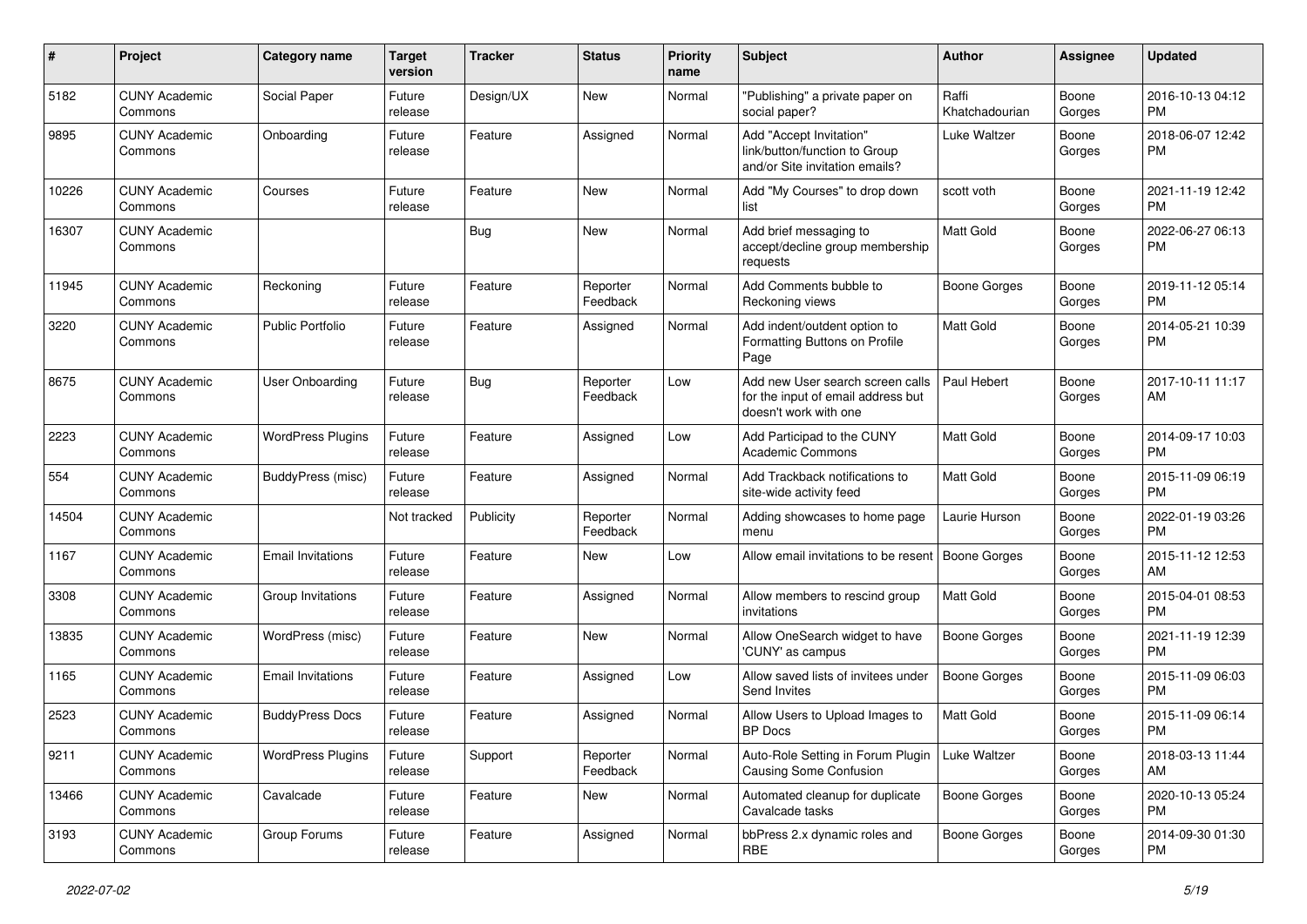| # | Project | Category name | Target version | Tracker | Status | Priority name | Subject | Author | Assignee | Updated |
|---|---|---|---|---|---|---|---|---|---|---|
| 5182 | CUNY Academic Commons | Social Paper | Future release | Design/UX | New | Normal | "Publishing" a private paper on social paper? | Raffi Khatchadourian | Boone Gorges | 2016-10-13 04:12 PM |
| 9895 | CUNY Academic Commons | Onboarding | Future release | Feature | Assigned | Normal | Add "Accept Invitation" link/button/function to Group and/or Site invitation emails? | Luke Waltzer | Boone Gorges | 2018-06-07 12:42 PM |
| 10226 | CUNY Academic Commons | Courses | Future release | Feature | New | Normal | Add "My Courses" to drop down list | scott voth | Boone Gorges | 2021-11-19 12:42 PM |
| 16307 | CUNY Academic Commons | | | Bug | New | Normal | Add brief messaging to accept/decline group membership requests | Matt Gold | Boone Gorges | 2022-06-27 06:13 PM |
| 11945 | CUNY Academic Commons | Reckoning | Future release | Feature | Reporter Feedback | Normal | Add Comments bubble to Reckoning views | Boone Gorges | Boone Gorges | 2019-11-12 05:14 PM |
| 3220 | CUNY Academic Commons | Public Portfolio | Future release | Feature | Assigned | Normal | Add indent/outdent option to Formatting Buttons on Profile Page | Matt Gold | Boone Gorges | 2014-05-21 10:39 PM |
| 8675 | CUNY Academic Commons | User Onboarding | Future release | Bug | Reporter Feedback | Low | Add new User search screen calls for the input of email address but doesn't work with one | Paul Hebert | Boone Gorges | 2017-10-11 11:17 AM |
| 2223 | CUNY Academic Commons | WordPress Plugins | Future release | Feature | Assigned | Low | Add Participad to the CUNY Academic Commons | Matt Gold | Boone Gorges | 2014-09-17 10:03 PM |
| 554 | CUNY Academic Commons | BuddyPress (misc) | Future release | Feature | Assigned | Normal | Add Trackback notifications to site-wide activity feed | Matt Gold | Boone Gorges | 2015-11-09 06:19 PM |
| 14504 | CUNY Academic Commons | | Not tracked | Publicity | Reporter Feedback | Normal | Adding showcases to home page menu | Laurie Hurson | Boone Gorges | 2022-01-19 03:26 PM |
| 1167 | CUNY Academic Commons | Email Invitations | Future release | Feature | New | Low | Allow email invitations to be resent | Boone Gorges | Boone Gorges | 2015-11-12 12:53 AM |
| 3308 | CUNY Academic Commons | Group Invitations | Future release | Feature | Assigned | Normal | Allow members to rescind group invitations | Matt Gold | Boone Gorges | 2015-04-01 08:53 PM |
| 13835 | CUNY Academic Commons | WordPress (misc) | Future release | Feature | New | Normal | Allow OneSearch widget to have 'CUNY' as campus | Boone Gorges | Boone Gorges | 2021-11-19 12:39 PM |
| 1165 | CUNY Academic Commons | Email Invitations | Future release | Feature | Assigned | Low | Allow saved lists of invitees under Send Invites | Boone Gorges | Boone Gorges | 2015-11-09 06:03 PM |
| 2523 | CUNY Academic Commons | BuddyPress Docs | Future release | Feature | Assigned | Normal | Allow Users to Upload Images to BP Docs | Matt Gold | Boone Gorges | 2015-11-09 06:14 PM |
| 9211 | CUNY Academic Commons | WordPress Plugins | Future release | Support | Reporter Feedback | Normal | Auto-Role Setting in Forum Plugin Causing Some Confusion | Luke Waltzer | Boone Gorges | 2018-03-13 11:44 AM |
| 13466 | CUNY Academic Commons | Cavalcade | Future release | Feature | New | Normal | Automated cleanup for duplicate Cavalcade tasks | Boone Gorges | Boone Gorges | 2020-10-13 05:24 PM |
| 3193 | CUNY Academic Commons | Group Forums | Future release | Feature | Assigned | Normal | bbPress 2.x dynamic roles and RBE | Boone Gorges | Boone Gorges | 2014-09-30 01:30 PM |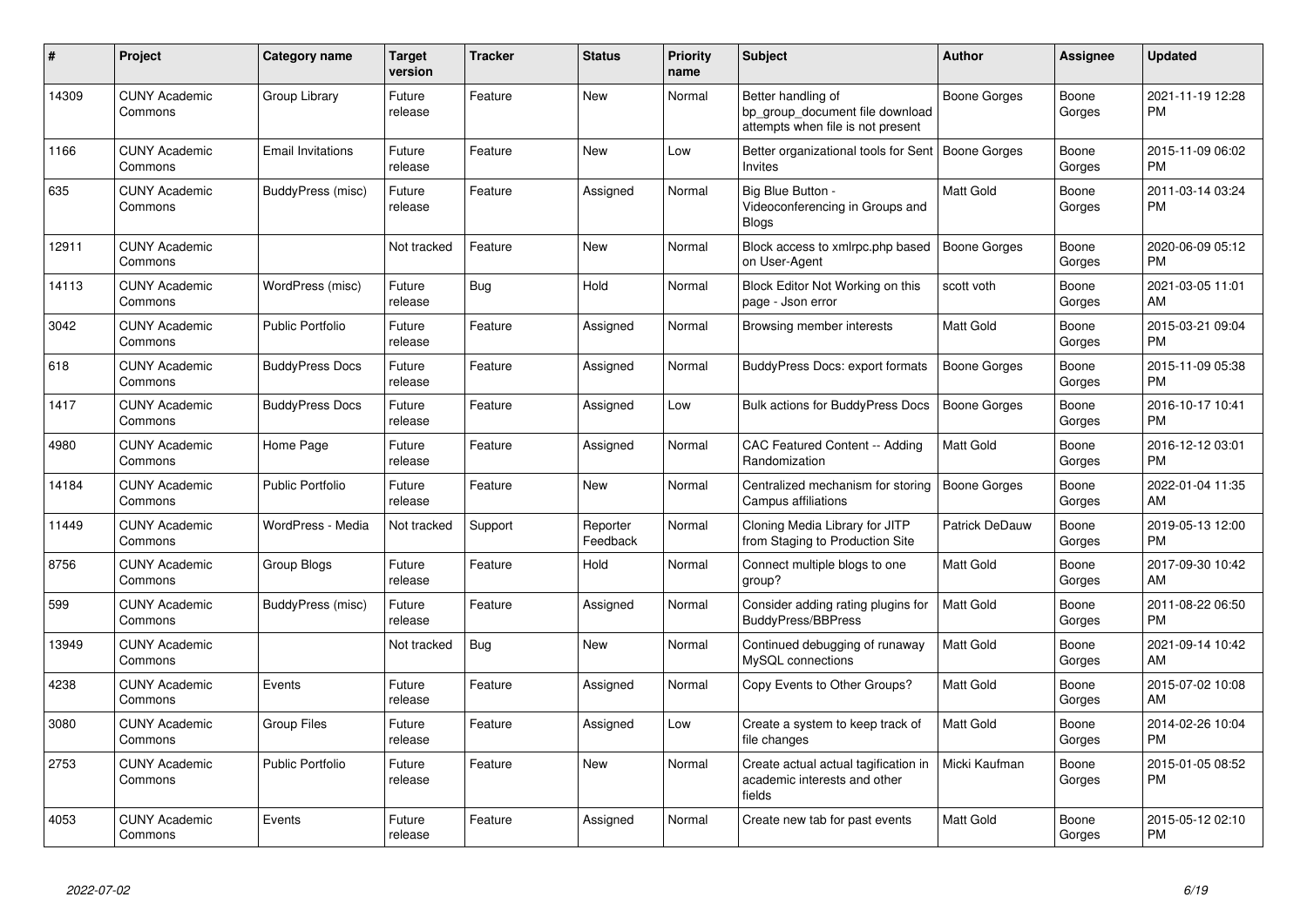| # | Project | Category name | Target version | Tracker | Status | Priority name | Subject | Author | Assignee | Updated |
|---|---|---|---|---|---|---|---|---|---|---|
| 14309 | CUNY Academic Commons | Group Library | Future release | Feature | New | Normal | Better handling of bp_group_document file download attempts when file is not present | Boone Gorges | Boone Gorges | 2021-11-19 12:28 PM |
| 1166 | CUNY Academic Commons | Email Invitations | Future release | Feature | New | Low | Better organizational tools for Sent Invites | Boone Gorges | Boone Gorges | 2015-11-09 06:02 PM |
| 635 | CUNY Academic Commons | BuddyPress (misc) | Future release | Feature | Assigned | Normal | Big Blue Button - Videoconferencing in Groups and Blogs | Matt Gold | Boone Gorges | 2011-03-14 03:24 PM |
| 12911 | CUNY Academic Commons | | Not tracked | Feature | New | Normal | Block access to xmlrpc.php based on User-Agent | Boone Gorges | Boone Gorges | 2020-06-09 05:12 PM |
| 14113 | CUNY Academic Commons | WordPress (misc) | Future release | Bug | Hold | Normal | Block Editor Not Working on this page - Json error | scott voth | Boone Gorges | 2021-03-05 11:01 AM |
| 3042 | CUNY Academic Commons | Public Portfolio | Future release | Feature | Assigned | Normal | Browsing member interests | Matt Gold | Boone Gorges | 2015-03-21 09:04 PM |
| 618 | CUNY Academic Commons | BuddyPress Docs | Future release | Feature | Assigned | Normal | BuddyPress Docs: export formats | Boone Gorges | Boone Gorges | 2015-11-09 05:38 PM |
| 1417 | CUNY Academic Commons | BuddyPress Docs | Future release | Feature | Assigned | Low | Bulk actions for BuddyPress Docs | Boone Gorges | Boone Gorges | 2016-10-17 10:41 PM |
| 4980 | CUNY Academic Commons | Home Page | Future release | Feature | Assigned | Normal | CAC Featured Content -- Adding Randomization | Matt Gold | Boone Gorges | 2016-12-12 03:01 PM |
| 14184 | CUNY Academic Commons | Public Portfolio | Future release | Feature | New | Normal | Centralized mechanism for storing Campus affiliations | Boone Gorges | Boone Gorges | 2022-01-04 11:35 AM |
| 11449 | CUNY Academic Commons | WordPress - Media | Not tracked | Support | Reporter Feedback | Normal | Cloning Media Library for JITP from Staging to Production Site | Patrick DeDauw | Boone Gorges | 2019-05-13 12:00 PM |
| 8756 | CUNY Academic Commons | Group Blogs | Future release | Feature | Hold | Normal | Connect multiple blogs to one group? | Matt Gold | Boone Gorges | 2017-09-30 10:42 AM |
| 599 | CUNY Academic Commons | BuddyPress (misc) | Future release | Feature | Assigned | Normal | Consider adding rating plugins for BuddyPress/BBPress | Matt Gold | Boone Gorges | 2011-08-22 06:50 PM |
| 13949 | CUNY Academic Commons | | Not tracked | Bug | New | Normal | Continued debugging of runaway MySQL connections | Matt Gold | Boone Gorges | 2021-09-14 10:42 AM |
| 4238 | CUNY Academic Commons | Events | Future release | Feature | Assigned | Normal | Copy Events to Other Groups? | Matt Gold | Boone Gorges | 2015-07-02 10:08 AM |
| 3080 | CUNY Academic Commons | Group Files | Future release | Feature | Assigned | Low | Create a system to keep track of file changes | Matt Gold | Boone Gorges | 2014-02-26 10:04 PM |
| 2753 | CUNY Academic Commons | Public Portfolio | Future release | Feature | New | Normal | Create actual actual tagification in academic interests and other fields | Micki Kaufman | Boone Gorges | 2015-01-05 08:52 PM |
| 4053 | CUNY Academic Commons | Events | Future release | Feature | Assigned | Normal | Create new tab for past events | Matt Gold | Boone Gorges | 2015-05-12 02:10 PM |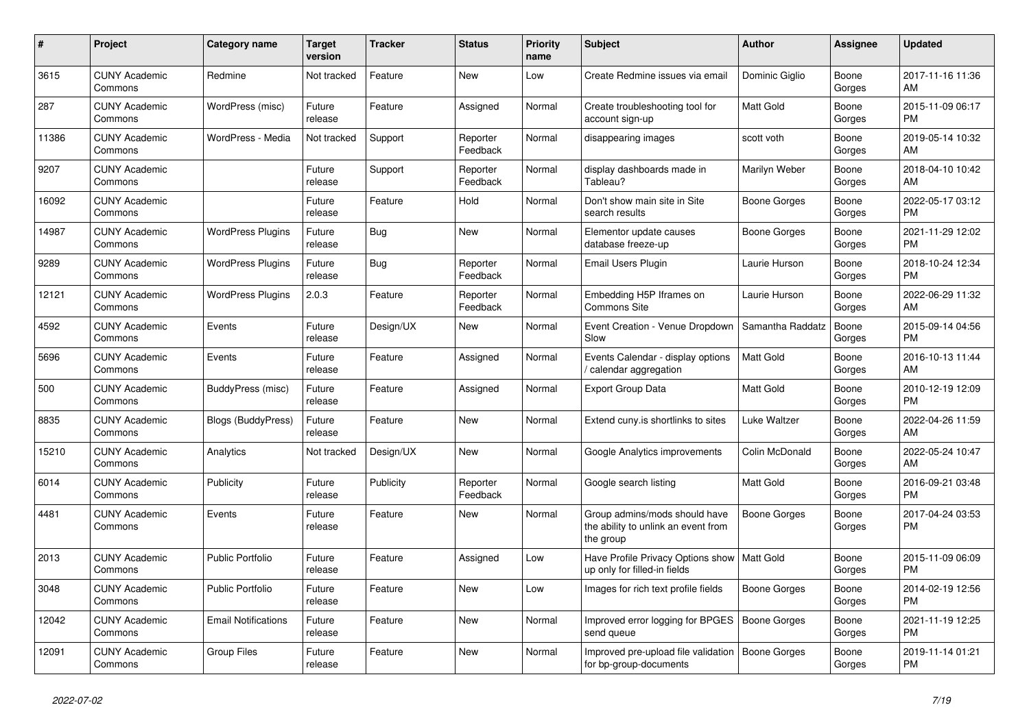| # | Project | Category name | Target version | Tracker | Status | Priority name | Subject | Author | Assignee | Updated |
|---|---|---|---|---|---|---|---|---|---|---|
| 3615 | CUNY Academic Commons | Redmine | Not tracked | Feature | New | Low | Create Redmine issues via email | Dominic Giglio | Boone Gorges | 2017-11-16 11:36 AM |
| 287 | CUNY Academic Commons | WordPress (misc) | Future release | Feature | Assigned | Normal | Create troubleshooting tool for account sign-up | Matt Gold | Boone Gorges | 2015-11-09 06:17 PM |
| 11386 | CUNY Academic Commons | WordPress - Media | Not tracked | Support | Reporter Feedback | Normal | disappearing images | scott voth | Boone Gorges | 2019-05-14 10:32 AM |
| 9207 | CUNY Academic Commons | | Future release | Support | Reporter Feedback | Normal | display dashboards made in Tableau? | Marilyn Weber | Boone Gorges | 2018-04-10 10:42 AM |
| 16092 | CUNY Academic Commons | | Future release | Feature | Hold | Normal | Don't show main site in Site search results | Boone Gorges | Boone Gorges | 2022-05-17 03:12 PM |
| 14987 | CUNY Academic Commons | WordPress Plugins | Future release | Bug | New | Normal | Elementor update causes database freeze-up | Boone Gorges | Boone Gorges | 2021-11-29 12:02 PM |
| 9289 | CUNY Academic Commons | WordPress Plugins | Future release | Bug | Reporter Feedback | Normal | Email Users Plugin | Laurie Hurson | Boone Gorges | 2018-10-24 12:34 PM |
| 12121 | CUNY Academic Commons | WordPress Plugins | 2.0.3 | Feature | Reporter Feedback | Normal | Embedding H5P Iframes on Commons Site | Laurie Hurson | Boone Gorges | 2022-06-29 11:32 AM |
| 4592 | CUNY Academic Commons | Events | Future release | Design/UX | New | Normal | Event Creation - Venue Dropdown Slow | Samantha Raddatz | Boone Gorges | 2015-09-14 04:56 PM |
| 5696 | CUNY Academic Commons | Events | Future release | Feature | Assigned | Normal | Events Calendar - display options / calendar aggregation | Matt Gold | Boone Gorges | 2016-10-13 11:44 AM |
| 500 | CUNY Academic Commons | BuddyPress (misc) | Future release | Feature | Assigned | Normal | Export Group Data | Matt Gold | Boone Gorges | 2010-12-19 12:09 PM |
| 8835 | CUNY Academic Commons | Blogs (BuddyPress) | Future release | Feature | New | Normal | Extend cuny.is shortlinks to sites | Luke Waltzer | Boone Gorges | 2022-04-26 11:59 AM |
| 15210 | CUNY Academic Commons | Analytics | Not tracked | Design/UX | New | Normal | Google Analytics improvements | Colin McDonald | Boone Gorges | 2022-05-24 10:47 AM |
| 6014 | CUNY Academic Commons | Publicity | Future release | Publicity | Reporter Feedback | Normal | Google search listing | Matt Gold | Boone Gorges | 2016-09-21 03:48 PM |
| 4481 | CUNY Academic Commons | Events | Future release | Feature | New | Normal | Group admins/mods should have the ability to unlink an event from the group | Boone Gorges | Boone Gorges | 2017-04-24 03:53 PM |
| 2013 | CUNY Academic Commons | Public Portfolio | Future release | Feature | Assigned | Low | Have Profile Privacy Options show up only for filled-in fields | Matt Gold | Boone Gorges | 2015-11-09 06:09 PM |
| 3048 | CUNY Academic Commons | Public Portfolio | Future release | Feature | New | Low | Images for rich text profile fields | Boone Gorges | Boone Gorges | 2014-02-19 12:56 PM |
| 12042 | CUNY Academic Commons | Email Notifications | Future release | Feature | New | Normal | Improved error logging for BPGES send queue | Boone Gorges | Boone Gorges | 2021-11-19 12:25 PM |
| 12091 | CUNY Academic Commons | Group Files | Future release | Feature | New | Normal | Improved pre-upload file validation for bp-group-documents | Boone Gorges | Boone Gorges | 2019-11-14 01:21 PM |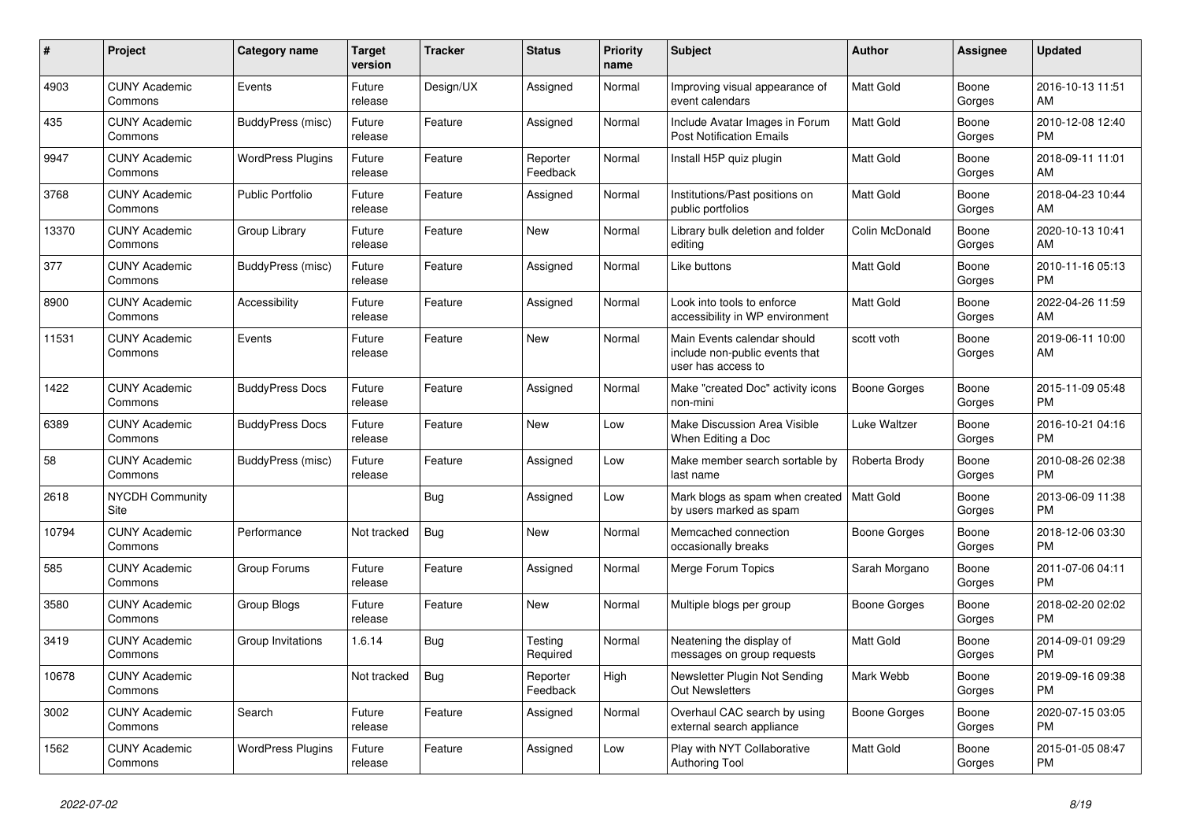| # | Project | Category name | Target version | Tracker | Status | Priority name | Subject | Author | Assignee | Updated |
|---|---|---|---|---|---|---|---|---|---|---|
| 4903 | CUNY Academic Commons | Events | Future release | Design/UX | Assigned | Normal | Improving visual appearance of event calendars | Matt Gold | Boone Gorges | 2016-10-13 11:51 AM |
| 435 | CUNY Academic Commons | BuddyPress (misc) | Future release | Feature | Assigned | Normal | Include Avatar Images in Forum Post Notification Emails | Matt Gold | Boone Gorges | 2010-12-08 12:40 PM |
| 9947 | CUNY Academic Commons | WordPress Plugins | Future release | Feature | Reporter Feedback | Normal | Install H5P quiz plugin | Matt Gold | Boone Gorges | 2018-09-11 11:01 AM |
| 3768 | CUNY Academic Commons | Public Portfolio | Future release | Feature | Assigned | Normal | Institutions/Past positions on public portfolios | Matt Gold | Boone Gorges | 2018-04-23 10:44 AM |
| 13370 | CUNY Academic Commons | Group Library | Future release | Feature | New | Normal | Library bulk deletion and folder editing | Colin McDonald | Boone Gorges | 2020-10-13 10:41 AM |
| 377 | CUNY Academic Commons | BuddyPress (misc) | Future release | Feature | Assigned | Normal | Like buttons | Matt Gold | Boone Gorges | 2010-11-16 05:13 PM |
| 8900 | CUNY Academic Commons | Accessibility | Future release | Feature | Assigned | Normal | Look into tools to enforce accessibility in WP environment | Matt Gold | Boone Gorges | 2022-04-26 11:59 AM |
| 11531 | CUNY Academic Commons | Events | Future release | Feature | New | Normal | Main Events calendar should include non-public events that user has access to | scott voth | Boone Gorges | 2019-06-11 10:00 AM |
| 1422 | CUNY Academic Commons | BuddyPress Docs | Future release | Feature | Assigned | Normal | Make "created Doc" activity icons non-mini | Boone Gorges | Boone Gorges | 2015-11-09 05:48 PM |
| 6389 | CUNY Academic Commons | BuddyPress Docs | Future release | Feature | New | Low | Make Discussion Area Visible When Editing a Doc | Luke Waltzer | Boone Gorges | 2016-10-21 04:16 PM |
| 58 | CUNY Academic Commons | BuddyPress (misc) | Future release | Feature | Assigned | Low | Make member search sortable by last name | Roberta Brody | Boone Gorges | 2010-08-26 02:38 PM |
| 2618 | NYCDH Community Site | | | Bug | Assigned | Low | Mark blogs as spam when created by users marked as spam | Matt Gold | Boone Gorges | 2013-06-09 11:38 PM |
| 10794 | CUNY Academic Commons | Performance | Not tracked | Bug | New | Normal | Memcached connection occasionally breaks | Boone Gorges | Boone Gorges | 2018-12-06 03:30 PM |
| 585 | CUNY Academic Commons | Group Forums | Future release | Feature | Assigned | Normal | Merge Forum Topics | Sarah Morgano | Boone Gorges | 2011-07-06 04:11 PM |
| 3580 | CUNY Academic Commons | Group Blogs | Future release | Feature | New | Normal | Multiple blogs per group | Boone Gorges | Boone Gorges | 2018-02-20 02:02 PM |
| 3419 | CUNY Academic Commons | Group Invitations | 1.6.14 | Bug | Testing Required | Normal | Neatening the display of messages on group requests | Matt Gold | Boone Gorges | 2014-09-01 09:29 PM |
| 10678 | CUNY Academic Commons | | Not tracked | Bug | Reporter Feedback | High | Newsletter Plugin Not Sending Out Newsletters | Mark Webb | Boone Gorges | 2019-09-16 09:38 PM |
| 3002 | CUNY Academic Commons | Search | Future release | Feature | Assigned | Normal | Overhaul CAC search by using external search appliance | Boone Gorges | Boone Gorges | 2020-07-15 03:05 PM |
| 1562 | CUNY Academic Commons | WordPress Plugins | Future release | Feature | Assigned | Low | Play with NYT Collaborative Authoring Tool | Matt Gold | Boone Gorges | 2015-01-05 08:47 PM |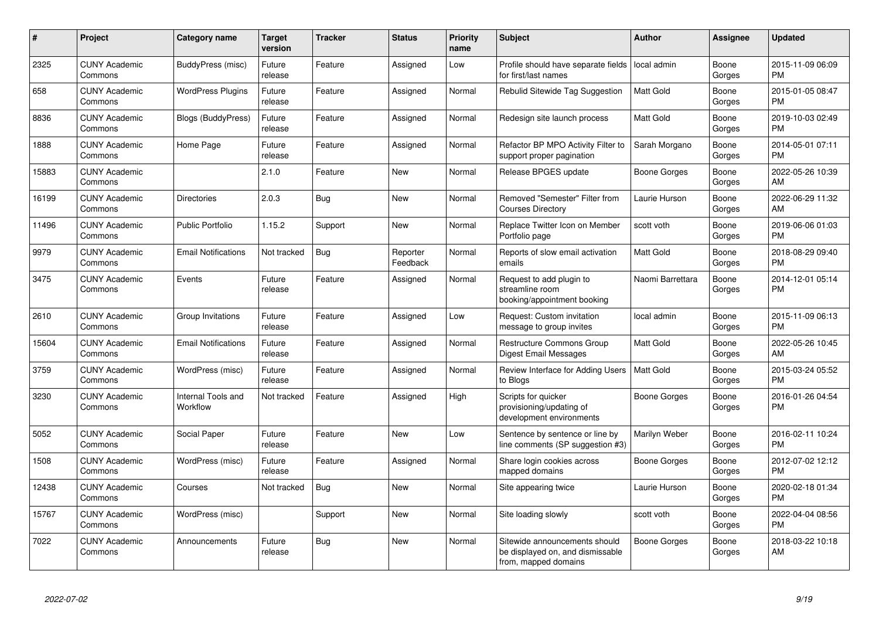| # | Project | Category name | Target version | Tracker | Status | Priority name | Subject | Author | Assignee | Updated |
|---|---|---|---|---|---|---|---|---|---|---|
| 2325 | CUNY Academic Commons | BuddyPress (misc) | Future release | Feature | Assigned | Low | Profile should have separate fields for first/last names | local admin | Boone Gorges | 2015-11-09 06:09 PM |
| 658 | CUNY Academic Commons | WordPress Plugins | Future release | Feature | Assigned | Normal | Rebulid Sitewide Tag Suggestion | Matt Gold | Boone Gorges | 2015-01-05 08:47 PM |
| 8836 | CUNY Academic Commons | Blogs (BuddyPress) | Future release | Feature | Assigned | Normal | Redesign site launch process | Matt Gold | Boone Gorges | 2019-10-03 02:49 PM |
| 1888 | CUNY Academic Commons | Home Page | Future release | Feature | Assigned | Normal | Refactor BP MPO Activity Filter to support proper pagination | Sarah Morgano | Boone Gorges | 2014-05-01 07:11 PM |
| 15883 | CUNY Academic Commons | | 2.1.0 | Feature | New | Normal | Release BPGES update | Boone Gorges | Boone Gorges | 2022-05-26 10:39 AM |
| 16199 | CUNY Academic Commons | Directories | 2.0.3 | Bug | New | Normal | Removed "Semester" Filter from Courses Directory | Laurie Hurson | Boone Gorges | 2022-06-29 11:32 AM |
| 11496 | CUNY Academic Commons | Public Portfolio | 1.15.2 | Support | New | Normal | Replace Twitter Icon on Member Portfolio page | scott voth | Boone Gorges | 2019-06-06 01:03 PM |
| 9979 | CUNY Academic Commons | Email Notifications | Not tracked | Bug | Reporter Feedback | Normal | Reports of slow email activation emails | Matt Gold | Boone Gorges | 2018-08-29 09:40 PM |
| 3475 | CUNY Academic Commons | Events | Future release | Feature | Assigned | Normal | Request to add plugin to streamline room booking/appointment booking | Naomi Barrettara | Boone Gorges | 2014-12-01 05:14 PM |
| 2610 | CUNY Academic Commons | Group Invitations | Future release | Feature | Assigned | Low | Request: Custom invitation message to group invites | local admin | Boone Gorges | 2015-11-09 06:13 PM |
| 15604 | CUNY Academic Commons | Email Notifications | Future release | Feature | Assigned | Normal | Restructure Commons Group Digest Email Messages | Matt Gold | Boone Gorges | 2022-05-26 10:45 AM |
| 3759 | CUNY Academic Commons | WordPress (misc) | Future release | Feature | Assigned | Normal | Review Interface for Adding Users to Blogs | Matt Gold | Boone Gorges | 2015-03-24 05:52 PM |
| 3230 | CUNY Academic Commons | Internal Tools and Workflow | Not tracked | Feature | Assigned | High | Scripts for quicker provisioning/updating of development environments | Boone Gorges | Boone Gorges | 2016-01-26 04:54 PM |
| 5052 | CUNY Academic Commons | Social Paper | Future release | Feature | New | Low | Sentence by sentence or line by line comments (SP suggestion #3) | Marilyn Weber | Boone Gorges | 2016-02-11 10:24 PM |
| 1508 | CUNY Academic Commons | WordPress (misc) | Future release | Feature | Assigned | Normal | Share login cookies across mapped domains | Boone Gorges | Boone Gorges | 2012-07-02 12:12 PM |
| 12438 | CUNY Academic Commons | Courses | Not tracked | Bug | New | Normal | Site appearing twice | Laurie Hurson | Boone Gorges | 2020-02-18 01:34 PM |
| 15767 | CUNY Academic Commons | WordPress (misc) | | Support | New | Normal | Site loading slowly | scott voth | Boone Gorges | 2022-04-04 08:56 PM |
| 7022 | CUNY Academic Commons | Announcements | Future release | Bug | New | Normal | Sitewide announcements should be displayed on, and dismissable from, mapped domains | Boone Gorges | Boone Gorges | 2018-03-22 10:18 AM |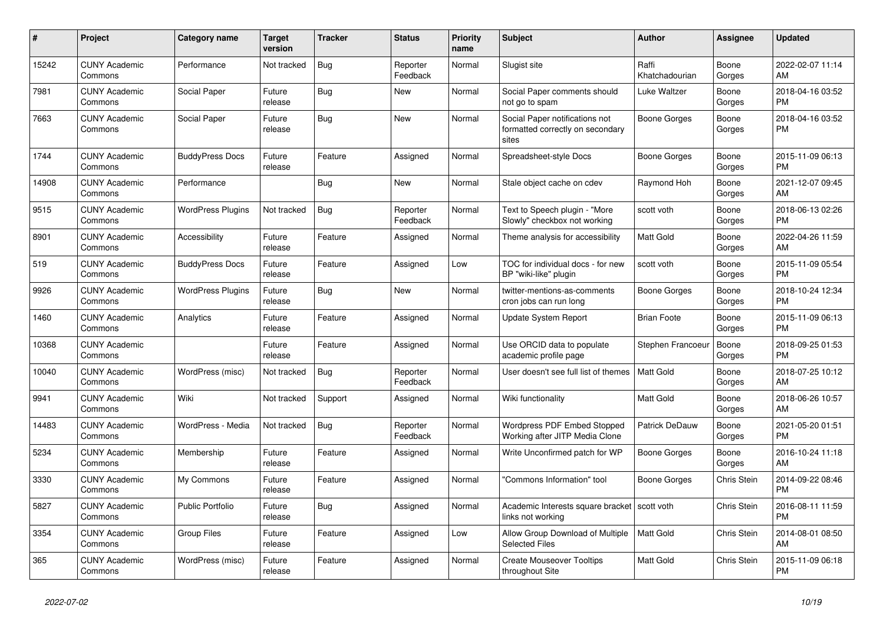| # | Project | Category name | Target version | Tracker | Status | Priority name | Subject | Author | Assignee | Updated |
|---|---|---|---|---|---|---|---|---|---|---|
| 15242 | CUNY Academic Commons | Performance | Not tracked | Bug | Reporter Feedback | Normal | Slugist site | Raffi Khatchadourian | Boone Gorges | 2022-02-07 11:14 AM |
| 7981 | CUNY Academic Commons | Social Paper | Future release | Bug | New | Normal | Social Paper comments should not go to spam | Luke Waltzer | Boone Gorges | 2018-04-16 03:52 PM |
| 7663 | CUNY Academic Commons | Social Paper | Future release | Bug | New | Normal | Social Paper notifications not formatted correctly on secondary sites | Boone Gorges | Boone Gorges | 2018-04-16 03:52 PM |
| 1744 | CUNY Academic Commons | BuddyPress Docs | Future release | Feature | Assigned | Normal | Spreadsheet-style Docs | Boone Gorges | Boone Gorges | 2015-11-09 06:13 PM |
| 14908 | CUNY Academic Commons | Performance | | Bug | New | Normal | Stale object cache on cdev | Raymond Hoh | Boone Gorges | 2021-12-07 09:45 AM |
| 9515 | CUNY Academic Commons | WordPress Plugins | Not tracked | Bug | Reporter Feedback | Normal | Text to Speech plugin - "More Slowly" checkbox not working | scott voth | Boone Gorges | 2018-06-13 02:26 PM |
| 8901 | CUNY Academic Commons | Accessibility | Future release | Feature | Assigned | Normal | Theme analysis for accessibility | Matt Gold | Boone Gorges | 2022-04-26 11:59 AM |
| 519 | CUNY Academic Commons | BuddyPress Docs | Future release | Feature | Assigned | Low | TOC for individual docs - for new BP "wiki-like" plugin | scott voth | Boone Gorges | 2015-11-09 05:54 PM |
| 9926 | CUNY Academic Commons | WordPress Plugins | Future release | Bug | New | Normal | twitter-mentions-as-comments cron jobs can run long | Boone Gorges | Boone Gorges | 2018-10-24 12:34 PM |
| 1460 | CUNY Academic Commons | Analytics | Future release | Feature | Assigned | Normal | Update System Report | Brian Foote | Boone Gorges | 2015-11-09 06:13 PM |
| 10368 | CUNY Academic Commons | | Future release | Feature | Assigned | Normal | Use ORCID data to populate academic profile page | Stephen Francoeur | Boone Gorges | 2018-09-25 01:53 PM |
| 10040 | CUNY Academic Commons | WordPress (misc) | Not tracked | Bug | Reporter Feedback | Normal | User doesn't see full list of themes | Matt Gold | Boone Gorges | 2018-07-25 10:12 AM |
| 9941 | CUNY Academic Commons | Wiki | Not tracked | Support | Assigned | Normal | Wiki functionality | Matt Gold | Boone Gorges | 2018-06-26 10:57 AM |
| 14483 | CUNY Academic Commons | WordPress - Media | Not tracked | Bug | Reporter Feedback | Normal | Wordpress PDF Embed Stopped Working after JITP Media Clone | Patrick DeDauw | Boone Gorges | 2021-05-20 01:51 PM |
| 5234 | CUNY Academic Commons | Membership | Future release | Feature | Assigned | Normal | Write Unconfirmed patch for WP | Boone Gorges | Boone Gorges | 2016-10-24 11:18 AM |
| 3330 | CUNY Academic Commons | My Commons | Future release | Feature | Assigned | Normal | "Commons Information" tool | Boone Gorges | Chris Stein | 2014-09-22 08:46 PM |
| 5827 | CUNY Academic Commons | Public Portfolio | Future release | Bug | Assigned | Normal | Academic Interests square bracket links not working | scott voth | Chris Stein | 2016-08-11 11:59 PM |
| 3354 | CUNY Academic Commons | Group Files | Future release | Feature | Assigned | Low | Allow Group Download of Multiple Selected Files | Matt Gold | Chris Stein | 2014-08-01 08:50 AM |
| 365 | CUNY Academic Commons | WordPress (misc) | Future release | Feature | Assigned | Normal | Create Mouseover Tooltips throughout Site | Matt Gold | Chris Stein | 2015-11-09 06:18 PM |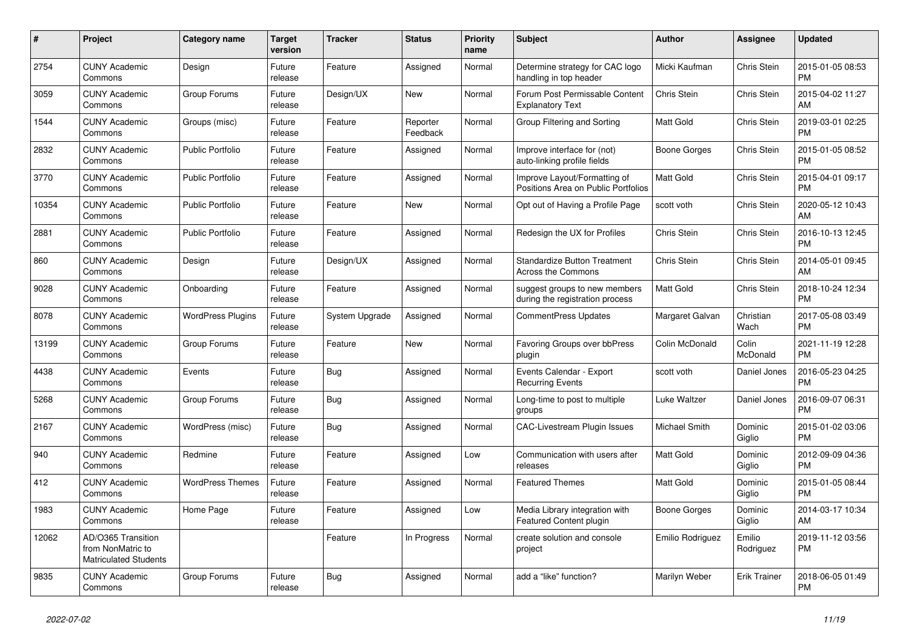| # | Project | Category name | Target version | Tracker | Status | Priority name | Subject | Author | Assignee | Updated |
|---|---|---|---|---|---|---|---|---|---|---|
| 2754 | CUNY Academic Commons | Design | Future release | Feature | Assigned | Normal | Determine strategy for CAC logo handling in top header | Micki Kaufman | Chris Stein | 2015-01-05 08:53 PM |
| 3059 | CUNY Academic Commons | Group Forums | Future release | Design/UX | New | Normal | Forum Post Permissable Content Explanatory Text | Chris Stein | Chris Stein | 2015-04-02 11:27 AM |
| 1544 | CUNY Academic Commons | Groups (misc) | Future release | Feature | Reporter Feedback | Normal | Group Filtering and Sorting | Matt Gold | Chris Stein | 2019-03-01 02:25 PM |
| 2832 | CUNY Academic Commons | Public Portfolio | Future release | Feature | Assigned | Normal | Improve interface for (not) auto-linking profile fields | Boone Gorges | Chris Stein | 2015-01-05 08:52 PM |
| 3770 | CUNY Academic Commons | Public Portfolio | Future release | Feature | Assigned | Normal | Improve Layout/Formatting of Positions Area on Public Portfolios | Matt Gold | Chris Stein | 2015-04-01 09:17 PM |
| 10354 | CUNY Academic Commons | Public Portfolio | Future release | Feature | New | Normal | Opt out of Having a Profile Page | scott voth | Chris Stein | 2020-05-12 10:43 AM |
| 2881 | CUNY Academic Commons | Public Portfolio | Future release | Feature | Assigned | Normal | Redesign the UX for Profiles | Chris Stein | Chris Stein | 2016-10-13 12:45 PM |
| 860 | CUNY Academic Commons | Design | Future release | Design/UX | Assigned | Normal | Standardize Button Treatment Across the Commons | Chris Stein | Chris Stein | 2014-05-01 09:45 AM |
| 9028 | CUNY Academic Commons | Onboarding | Future release | Feature | Assigned | Normal | suggest groups to new members during the registration process | Matt Gold | Chris Stein | 2018-10-24 12:34 PM |
| 8078 | CUNY Academic Commons | WordPress Plugins | Future release | System Upgrade | Assigned | Normal | CommentPress Updates | Margaret Galvan | Christian Wach | 2017-05-08 03:49 PM |
| 13199 | CUNY Academic Commons | Group Forums | Future release | Feature | New | Normal | Favoring Groups over bbPress plugin | Colin McDonald | Colin McDonald | 2021-11-19 12:28 PM |
| 4438 | CUNY Academic Commons | Events | Future release | Bug | Assigned | Normal | Events Calendar - Export Recurring Events | scott voth | Daniel Jones | 2016-05-23 04:25 PM |
| 5268 | CUNY Academic Commons | Group Forums | Future release | Bug | Assigned | Normal | Long-time to post to multiple groups | Luke Waltzer | Daniel Jones | 2016-09-07 06:31 PM |
| 2167 | CUNY Academic Commons | WordPress (misc) | Future release | Bug | Assigned | Normal | CAC-Livestream Plugin Issues | Michael Smith | Dominic Giglio | 2015-01-02 03:06 PM |
| 940 | CUNY Academic Commons | Redmine | Future release | Feature | Assigned | Low | Communication with users after releases | Matt Gold | Dominic Giglio | 2012-09-09 04:36 PM |
| 412 | CUNY Academic Commons | WordPress Themes | Future release | Feature | Assigned | Normal | Featured Themes | Matt Gold | Dominic Giglio | 2015-01-05 08:44 PM |
| 1983 | CUNY Academic Commons | Home Page | Future release | Feature | Assigned | Low | Media Library integration with Featured Content plugin | Boone Gorges | Dominic Giglio | 2014-03-17 10:34 AM |
| 12062 | AD/O365 Transition from NonMatric to Matriculated Students | | | Feature | In Progress | Normal | create solution and console project | Emilio Rodriguez | Emilio Rodriguez | 2019-11-12 03:56 PM |
| 9835 | CUNY Academic Commons | Group Forums | Future release | Bug | Assigned | Normal | add a “like” function? | Marilyn Weber | Erik Trainer | 2018-06-05 01:49 PM |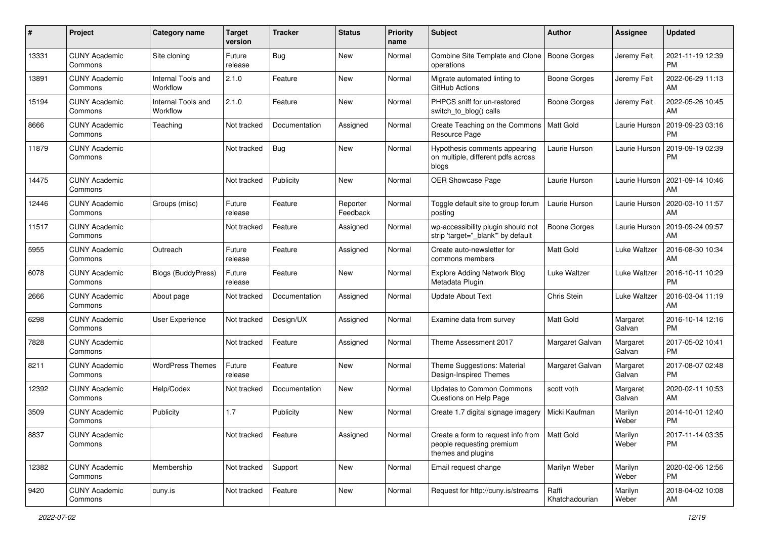| # | Project | Category name | Target version | Tracker | Status | Priority name | Subject | Author | Assignee | Updated |
|---|---|---|---|---|---|---|---|---|---|---|
| 13331 | CUNY Academic Commons | Site cloning | Future release | Bug | New | Normal | Combine Site Template and Clone operations | Boone Gorges | Jeremy Felt | 2021-11-19 12:39 PM |
| 13891 | CUNY Academic Commons | Internal Tools and Workflow | 2.1.0 | Feature | New | Normal | Migrate automated linting to GitHub Actions | Boone Gorges | Jeremy Felt | 2022-06-29 11:13 AM |
| 15194 | CUNY Academic Commons | Internal Tools and Workflow | 2.1.0 | Feature | New | Normal | PHPCS sniff for un-restored switch_to_blog() calls | Boone Gorges | Jeremy Felt | 2022-05-26 10:45 AM |
| 8666 | CUNY Academic Commons | Teaching | Not tracked | Documentation | Assigned | Normal | Create Teaching on the Commons Resource Page | Matt Gold | Laurie Hurson | 2019-09-23 03:16 PM |
| 11879 | CUNY Academic Commons | | Not tracked | Bug | New | Normal | Hypothesis comments appearing on multiple, different pdfs across blogs | Laurie Hurson | Laurie Hurson | 2019-09-19 02:39 PM |
| 14475 | CUNY Academic Commons | | Not tracked | Publicity | New | Normal | OER Showcase Page | Laurie Hurson | Laurie Hurson | 2021-09-14 10:46 AM |
| 12446 | CUNY Academic Commons | Groups (misc) | Future release | Feature | Reporter Feedback | Normal | Toggle default site to group forum posting | Laurie Hurson | Laurie Hurson | 2020-03-10 11:57 AM |
| 11517 | CUNY Academic Commons | | Not tracked | Feature | Assigned | Normal | wp-accessibility plugin should not strip 'target="_blank"' by default | Boone Gorges | Laurie Hurson | 2019-09-24 09:57 AM |
| 5955 | CUNY Academic Commons | Outreach | Future release | Feature | Assigned | Normal | Create auto-newsletter for commons members | Matt Gold | Luke Waltzer | 2016-08-30 10:34 AM |
| 6078 | CUNY Academic Commons | Blogs (BuddyPress) | Future release | Feature | New | Normal | Explore Adding Network Blog Metadata Plugin | Luke Waltzer | Luke Waltzer | 2016-10-11 10:29 PM |
| 2666 | CUNY Academic Commons | About page | Not tracked | Documentation | Assigned | Normal | Update About Text | Chris Stein | Luke Waltzer | 2016-03-04 11:19 AM |
| 6298 | CUNY Academic Commons | User Experience | Not tracked | Design/UX | Assigned | Normal | Examine data from survey | Matt Gold | Margaret Galvan | 2016-10-14 12:16 PM |
| 7828 | CUNY Academic Commons | | Not tracked | Feature | Assigned | Normal | Theme Assessment 2017 | Margaret Galvan | Margaret Galvan | 2017-05-02 10:41 PM |
| 8211 | CUNY Academic Commons | WordPress Themes | Future release | Feature | New | Normal | Theme Suggestions: Material Design-Inspired Themes | Margaret Galvan | Margaret Galvan | 2017-08-07 02:48 PM |
| 12392 | CUNY Academic Commons | Help/Codex | Not tracked | Documentation | New | Normal | Updates to Common Commons Questions on Help Page | scott voth | Margaret Galvan | 2020-02-11 10:53 AM |
| 3509 | CUNY Academic Commons | Publicity | 1.7 | Publicity | New | Normal | Create 1.7 digital signage imagery | Micki Kaufman | Marilyn Weber | 2014-10-01 12:40 PM |
| 8837 | CUNY Academic Commons | | Not tracked | Feature | Assigned | Normal | Create a form to request info from people requesting premium themes and plugins | Matt Gold | Marilyn Weber | 2017-11-14 03:35 PM |
| 12382 | CUNY Academic Commons | Membership | Not tracked | Support | New | Normal | Email request change | Marilyn Weber | Marilyn Weber | 2020-02-06 12:56 PM |
| 9420 | CUNY Academic Commons | cuny.is | Not tracked | Feature | New | Normal | Request for http://cuny.is/streams | Raffi Khatchadourian | Marilyn Weber | 2018-04-02 10:08 AM |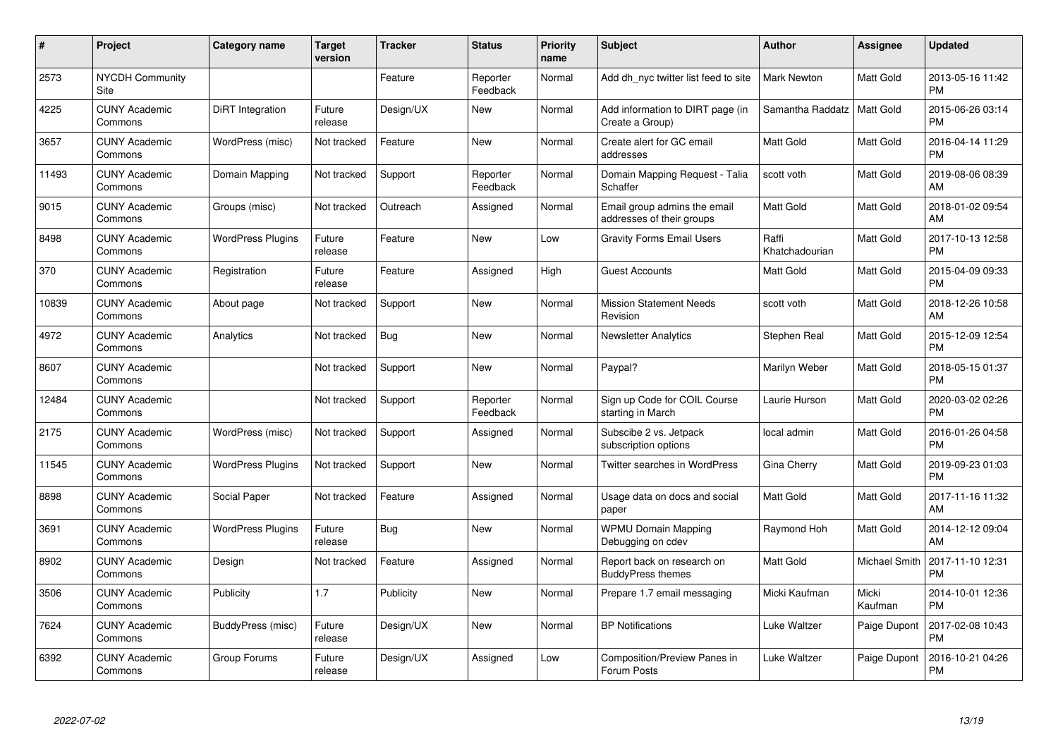| # | Project | Category name | Target version | Tracker | Status | Priority name | Subject | Author | Assignee | Updated |
|---|---|---|---|---|---|---|---|---|---|---|
| 2573 | NYCDH Community Site | | | Feature | Reporter Feedback | Normal | Add dh_nyc twitter list feed to site | Mark Newton | Matt Gold | 2013-05-16 11:42 PM |
| 4225 | CUNY Academic Commons | DiRT Integration | Future release | Design/UX | New | Normal | Add information to DIRT page (in Create a Group) | Samantha Raddatz | Matt Gold | 2015-06-26 03:14 PM |
| 3657 | CUNY Academic Commons | WordPress (misc) | Not tracked | Feature | New | Normal | Create alert for GC email addresses | Matt Gold | Matt Gold | 2016-04-14 11:29 PM |
| 11493 | CUNY Academic Commons | Domain Mapping | Not tracked | Support | Reporter Feedback | Normal | Domain Mapping Request - Talia Schaffer | scott voth | Matt Gold | 2019-08-06 08:39 AM |
| 9015 | CUNY Academic Commons | Groups (misc) | Not tracked | Outreach | Assigned | Normal | Email group admins the email addresses of their groups | Matt Gold | Matt Gold | 2018-01-02 09:54 AM |
| 8498 | CUNY Academic Commons | WordPress Plugins | Future release | Feature | New | Low | Gravity Forms Email Users | Raffi Khatchadourian | Matt Gold | 2017-10-13 12:58 PM |
| 370 | CUNY Academic Commons | Registration | Future release | Feature | Assigned | High | Guest Accounts | Matt Gold | Matt Gold | 2015-04-09 09:33 PM |
| 10839 | CUNY Academic Commons | About page | Not tracked | Support | New | Normal | Mission Statement Needs Revision | scott voth | Matt Gold | 2018-12-26 10:58 AM |
| 4972 | CUNY Academic Commons | Analytics | Not tracked | Bug | New | Normal | Newsletter Analytics | Stephen Real | Matt Gold | 2015-12-09 12:54 PM |
| 8607 | CUNY Academic Commons | | Not tracked | Support | New | Normal | Paypal? | Marilyn Weber | Matt Gold | 2018-05-15 01:37 PM |
| 12484 | CUNY Academic Commons | | Not tracked | Support | Reporter Feedback | Normal | Sign up Code for COIL Course starting in March | Laurie Hurson | Matt Gold | 2020-03-02 02:26 PM |
| 2175 | CUNY Academic Commons | WordPress (misc) | Not tracked | Support | Assigned | Normal | Subscibe 2 vs. Jetpack subscription options | local admin | Matt Gold | 2016-01-26 04:58 PM |
| 11545 | CUNY Academic Commons | WordPress Plugins | Not tracked | Support | New | Normal | Twitter searches in WordPress | Gina Cherry | Matt Gold | 2019-09-23 01:03 PM |
| 8898 | CUNY Academic Commons | Social Paper | Not tracked | Feature | Assigned | Normal | Usage data on docs and social paper | Matt Gold | Matt Gold | 2017-11-16 11:32 AM |
| 3691 | CUNY Academic Commons | WordPress Plugins | Future release | Bug | New | Normal | WPMU Domain Mapping Debugging on cdev | Raymond Hoh | Matt Gold | 2014-12-12 09:04 AM |
| 8902 | CUNY Academic Commons | Design | Not tracked | Feature | Assigned | Normal | Report back on research on BuddyPress themes | Matt Gold | Michael Smith | 2017-11-10 12:31 PM |
| 3506 | CUNY Academic Commons | Publicity | 1.7 | Publicity | New | Normal | Prepare 1.7 email messaging | Micki Kaufman | Micki Kaufman | 2014-10-01 12:36 PM |
| 7624 | CUNY Academic Commons | BuddyPress (misc) | Future release | Design/UX | New | Normal | BP Notifications | Luke Waltzer | Paige Dupont | 2017-02-08 10:43 PM |
| 6392 | CUNY Academic Commons | Group Forums | Future release | Design/UX | Assigned | Low | Composition/Preview Panes in Forum Posts | Luke Waltzer | Paige Dupont | 2016-10-21 04:26 PM |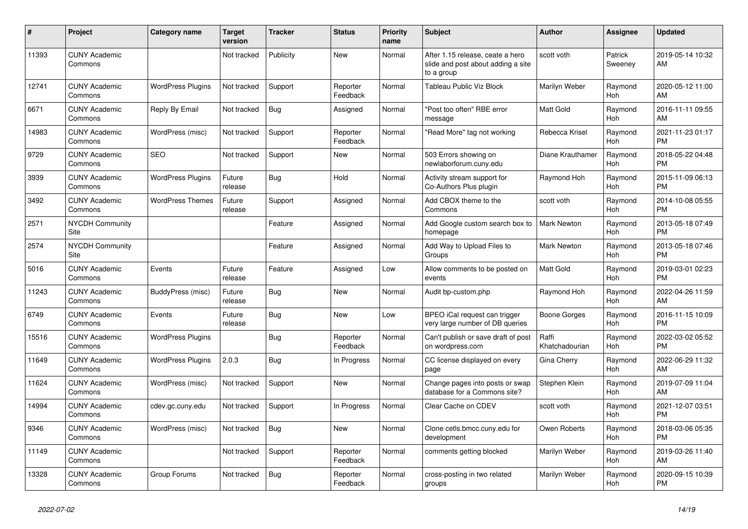| # | Project | Category name | Target version | Tracker | Status | Priority name | Subject | Author | Assignee | Updated |
|---|---|---|---|---|---|---|---|---|---|---|
| 11393 | CUNY Academic Commons | | Not tracked | Publicity | New | Normal | After 1.15 release, ceate a hero slide and post about adding a site to a group | scott voth | Patrick Sweeney | 2019-05-14 10:32 AM |
| 12741 | CUNY Academic Commons | WordPress Plugins | Not tracked | Support | Reporter Feedback | Normal | Tableau Public Viz Block | Marilyn Weber | Raymond Hoh | 2020-05-12 11:00 AM |
| 6671 | CUNY Academic Commons | Reply By Email | Not tracked | Bug | Assigned | Normal | "Post too often" RBE error message | Matt Gold | Raymond Hoh | 2016-11-11 09:55 AM |
| 14983 | CUNY Academic Commons | WordPress (misc) | Not tracked | Support | Reporter Feedback | Normal | "Read More" tag not working | Rebecca Krisel | Raymond Hoh | 2021-11-23 01:17 PM |
| 9729 | CUNY Academic Commons | SEO | Not tracked | Support | New | Normal | 503 Errors showing on newlaborforum.cuny.edu | Diane Krauthamer | Raymond Hoh | 2018-05-22 04:48 PM |
| 3939 | CUNY Academic Commons | WordPress Plugins | Future release | Bug | Hold | Normal | Activity stream support for Co-Authors Plus plugin | Raymond Hoh | Raymond Hoh | 2015-11-09 06:13 PM |
| 3492 | CUNY Academic Commons | WordPress Themes | Future release | Support | Assigned | Normal | Add CBOX theme to the Commons | scott voth | Raymond Hoh | 2014-10-08 05:55 PM |
| 2571 | NYCDH Community Site | | | Feature | Assigned | Normal | Add Google custom search box to homepage | Mark Newton | Raymond Hoh | 2013-05-18 07:49 PM |
| 2574 | NYCDH Community Site | | | Feature | Assigned | Normal | Add Way to Upload Files to Groups | Mark Newton | Raymond Hoh | 2013-05-18 07:46 PM |
| 5016 | CUNY Academic Commons | Events | Future release | Feature | Assigned | Low | Allow comments to be posted on events | Matt Gold | Raymond Hoh | 2019-03-01 02:23 PM |
| 11243 | CUNY Academic Commons | BuddyPress (misc) | Future release | Bug | New | Normal | Audit bp-custom.php | Raymond Hoh | Raymond Hoh | 2022-04-26 11:59 AM |
| 6749 | CUNY Academic Commons | Events | Future release | Bug | New | Low | BPEO iCal request can trigger very large number of DB queries | Boone Gorges | Raymond Hoh | 2016-11-15 10:09 PM |
| 15516 | CUNY Academic Commons | WordPress Plugins | | Bug | Reporter Feedback | Normal | Can't publish or save draft of post on wordpress.com | Raffi Khatchadourian | Raymond Hoh | 2022-03-02 05:52 PM |
| 11649 | CUNY Academic Commons | WordPress Plugins | 2.0.3 | Bug | In Progress | Normal | CC license displayed on every page | Gina Cherry | Raymond Hoh | 2022-06-29 11:32 AM |
| 11624 | CUNY Academic Commons | WordPress (misc) | Not tracked | Support | New | Normal | Change pages into posts or swap database for a Commons site? | Stephen Klein | Raymond Hoh | 2019-07-09 11:04 AM |
| 14994 | CUNY Academic Commons | cdev.gc.cuny.edu | Not tracked | Support | In Progress | Normal | Clear Cache on CDEV | scott voth | Raymond Hoh | 2021-12-07 03:51 PM |
| 9346 | CUNY Academic Commons | WordPress (misc) | Not tracked | Bug | New | Normal | Clone cetls.bmcc.cuny.edu for development | Owen Roberts | Raymond Hoh | 2018-03-06 05:35 PM |
| 11149 | CUNY Academic Commons | | Not tracked | Support | Reporter Feedback | Normal | comments getting blocked | Marilyn Weber | Raymond Hoh | 2019-03-26 11:40 AM |
| 13328 | CUNY Academic Commons | Group Forums | Not tracked | Bug | Reporter Feedback | Normal | cross-posting in two related groups | Marilyn Weber | Raymond Hoh | 2020-09-15 10:39 PM |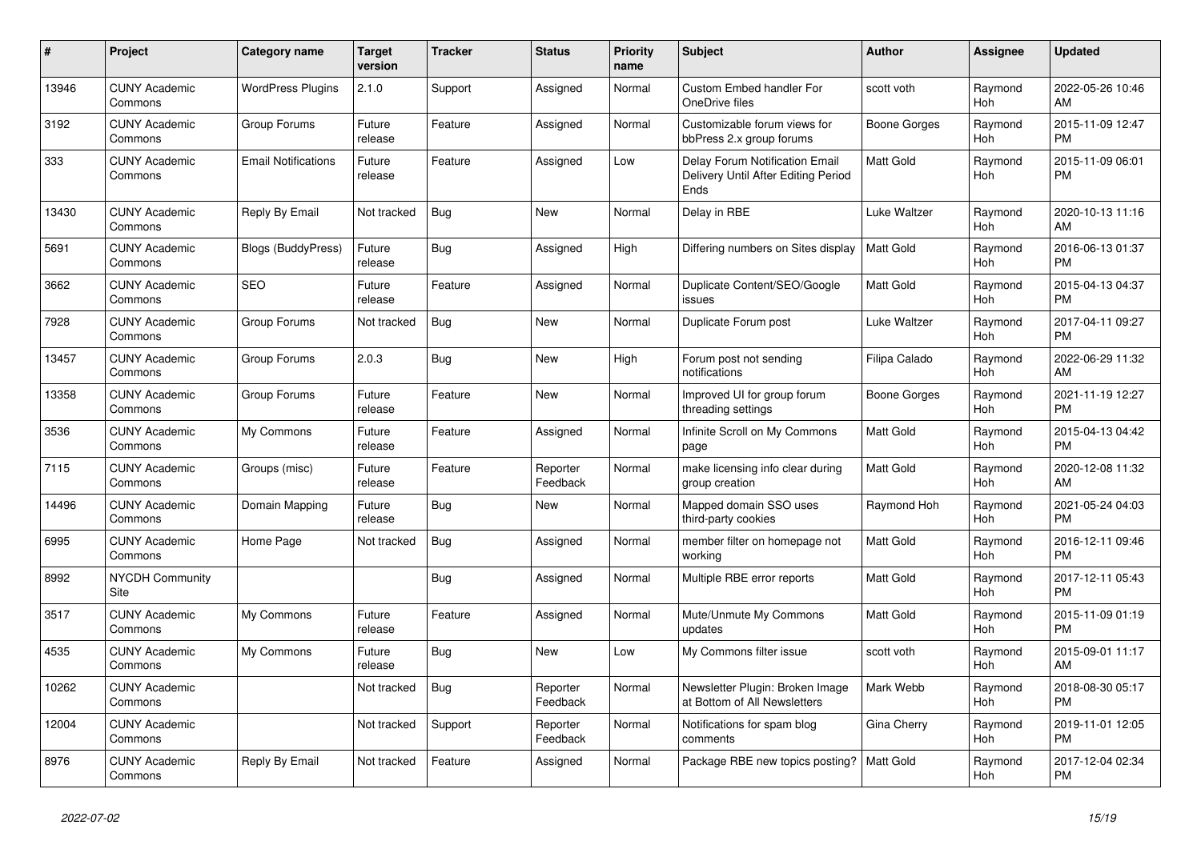| # | Project | Category name | Target version | Tracker | Status | Priority name | Subject | Author | Assignee | Updated |
|---|---|---|---|---|---|---|---|---|---|---|
| 13946 | CUNY Academic Commons | WordPress Plugins | 2.1.0 | Support | Assigned | Normal | Custom Embed handler For OneDrive files | scott voth | Raymond Hoh | 2022-05-26 10:46 AM |
| 3192 | CUNY Academic Commons | Group Forums | Future release | Feature | Assigned | Normal | Customizable forum views for bbPress 2.x group forums | Boone Gorges | Raymond Hoh | 2015-11-09 12:47 PM |
| 333 | CUNY Academic Commons | Email Notifications | Future release | Feature | Assigned | Low | Delay Forum Notification Email Delivery Until After Editing Period Ends | Matt Gold | Raymond Hoh | 2015-11-09 06:01 PM |
| 13430 | CUNY Academic Commons | Reply By Email | Not tracked | Bug | New | Normal | Delay in RBE | Luke Waltzer | Raymond Hoh | 2020-10-13 11:16 AM |
| 5691 | CUNY Academic Commons | Blogs (BuddyPress) | Future release | Bug | Assigned | High | Differing numbers on Sites display | Matt Gold | Raymond Hoh | 2016-06-13 01:37 PM |
| 3662 | CUNY Academic Commons | SEO | Future release | Feature | Assigned | Normal | Duplicate Content/SEO/Google issues | Matt Gold | Raymond Hoh | 2015-04-13 04:37 PM |
| 7928 | CUNY Academic Commons | Group Forums | Not tracked | Bug | New | Normal | Duplicate Forum post | Luke Waltzer | Raymond Hoh | 2017-04-11 09:27 PM |
| 13457 | CUNY Academic Commons | Group Forums | 2.0.3 | Bug | New | High | Forum post not sending notifications | Filipa Calado | Raymond Hoh | 2022-06-29 11:32 AM |
| 13358 | CUNY Academic Commons | Group Forums | Future release | Feature | New | Normal | Improved UI for group forum threading settings | Boone Gorges | Raymond Hoh | 2021-11-19 12:27 PM |
| 3536 | CUNY Academic Commons | My Commons | Future release | Feature | Assigned | Normal | Infinite Scroll on My Commons page | Matt Gold | Raymond Hoh | 2015-04-13 04:42 PM |
| 7115 | CUNY Academic Commons | Groups (misc) | Future release | Feature | Reporter Feedback | Normal | make licensing info clear during group creation | Matt Gold | Raymond Hoh | 2020-12-08 11:32 AM |
| 14496 | CUNY Academic Commons | Domain Mapping | Future release | Bug | New | Normal | Mapped domain SSO uses third-party cookies | Raymond Hoh | Raymond Hoh | 2021-05-24 04:03 PM |
| 6995 | CUNY Academic Commons | Home Page | Not tracked | Bug | Assigned | Normal | member filter on homepage not working | Matt Gold | Raymond Hoh | 2016-12-11 09:46 PM |
| 8992 | NYCDH Community Site | | | Bug | Assigned | Normal | Multiple RBE error reports | Matt Gold | Raymond Hoh | 2017-12-11 05:43 PM |
| 3517 | CUNY Academic Commons | My Commons | Future release | Feature | Assigned | Normal | Mute/Unmute My Commons updates | Matt Gold | Raymond Hoh | 2015-11-09 01:19 PM |
| 4535 | CUNY Academic Commons | My Commons | Future release | Bug | New | Low | My Commons filter issue | scott voth | Raymond Hoh | 2015-09-01 11:17 AM |
| 10262 | CUNY Academic Commons | | Not tracked | Bug | Reporter Feedback | Normal | Newsletter Plugin: Broken Image at Bottom of All Newsletters | Mark Webb | Raymond Hoh | 2018-08-30 05:17 PM |
| 12004 | CUNY Academic Commons | | Not tracked | Support | Reporter Feedback | Normal | Notifications for spam blog comments | Gina Cherry | Raymond Hoh | 2019-11-01 12:05 PM |
| 8976 | CUNY Academic Commons | Reply By Email | Not tracked | Feature | Assigned | Normal | Package RBE new topics posting? | Matt Gold | Raymond Hoh | 2017-12-04 02:34 PM |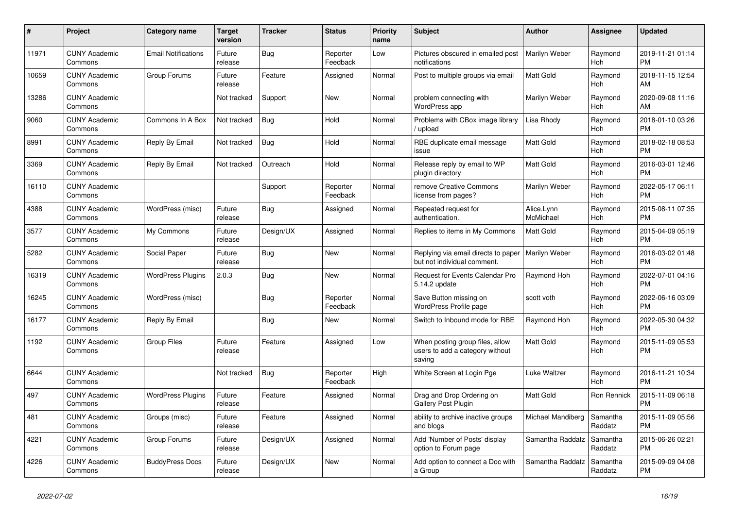| # | Project | Category name | Target version | Tracker | Status | Priority name | Subject | Author | Assignee | Updated |
|---|---|---|---|---|---|---|---|---|---|---|
| 11971 | CUNY Academic Commons | Email Notifications | Future release | Bug | Reporter Feedback | Low | Pictures obscured in emailed post notifications | Marilyn Weber | Raymond Hoh | 2019-11-21 01:14 PM |
| 10659 | CUNY Academic Commons | Group Forums | Future release | Feature | Assigned | Normal | Post to multiple groups via email | Matt Gold | Raymond Hoh | 2018-11-15 12:54 AM |
| 13286 | CUNY Academic Commons | | Not tracked | Support | New | Normal | problem connecting with WordPress app | Marilyn Weber | Raymond Hoh | 2020-09-08 11:16 AM |
| 9060 | CUNY Academic Commons | Commons In A Box | Not tracked | Bug | Hold | Normal | Problems with CBox image library / upload | Lisa Rhody | Raymond Hoh | 2018-01-10 03:26 PM |
| 8991 | CUNY Academic Commons | Reply By Email | Not tracked | Bug | Hold | Normal | RBE duplicate email message issue | Matt Gold | Raymond Hoh | 2018-02-18 08:53 PM |
| 3369 | CUNY Academic Commons | Reply By Email | Not tracked | Outreach | Hold | Normal | Release reply by email to WP plugin directory | Matt Gold | Raymond Hoh | 2016-03-01 12:46 PM |
| 16110 | CUNY Academic Commons | | | Support | Reporter Feedback | Normal | remove Creative Commons license from pages? | Marilyn Weber | Raymond Hoh | 2022-05-17 06:11 PM |
| 4388 | CUNY Academic Commons | WordPress (misc) | Future release | Bug | Assigned | Normal | Repeated request for authentication. | Alice.Lynn McMichael | Raymond Hoh | 2015-08-11 07:35 PM |
| 3577 | CUNY Academic Commons | My Commons | Future release | Design/UX | Assigned | Normal | Replies to items in My Commons | Matt Gold | Raymond Hoh | 2015-04-09 05:19 PM |
| 5282 | CUNY Academic Commons | Social Paper | Future release | Bug | New | Normal | Replying via email directs to paper but not individual comment. | Marilyn Weber | Raymond Hoh | 2016-03-02 01:48 PM |
| 16319 | CUNY Academic Commons | WordPress Plugins | 2.0.3 | Bug | New | Normal | Request for Events Calendar Pro 5.14.2 update | Raymond Hoh | Raymond Hoh | 2022-07-01 04:16 PM |
| 16245 | CUNY Academic Commons | WordPress (misc) | | Bug | Reporter Feedback | Normal | Save Button missing on WordPress Profile page | scott voth | Raymond Hoh | 2022-06-16 03:09 PM |
| 16177 | CUNY Academic Commons | Reply By Email | | Bug | New | Normal | Switch to Inbound mode for RBE | Raymond Hoh | Raymond Hoh | 2022-05-30 04:32 PM |
| 1192 | CUNY Academic Commons | Group Files | Future release | Feature | Assigned | Low | When posting group files, allow users to add a category without saving | Matt Gold | Raymond Hoh | 2015-11-09 05:53 PM |
| 6644 | CUNY Academic Commons | | Not tracked | Bug | Reporter Feedback | High | White Screen at Login Pge | Luke Waltzer | Raymond Hoh | 2016-11-21 10:34 PM |
| 497 | CUNY Academic Commons | WordPress Plugins | Future release | Feature | Assigned | Normal | Drag and Drop Ordering on Gallery Post Plugin | Matt Gold | Ron Rennick | 2015-11-09 06:18 PM |
| 481 | CUNY Academic Commons | Groups (misc) | Future release | Feature | Assigned | Normal | ability to archive inactive groups and blogs | Michael Mandiberg | Samantha Raddatz | 2015-11-09 05:56 PM |
| 4221 | CUNY Academic Commons | Group Forums | Future release | Design/UX | Assigned | Normal | Add 'Number of Posts' display option to Forum page | Samantha Raddatz | Samantha Raddatz | 2015-06-26 02:21 PM |
| 4226 | CUNY Academic Commons | BuddyPress Docs | Future release | Design/UX | New | Normal | Add option to connect a Doc with a Group | Samantha Raddatz | Samantha Raddatz | 2015-09-09 04:08 PM |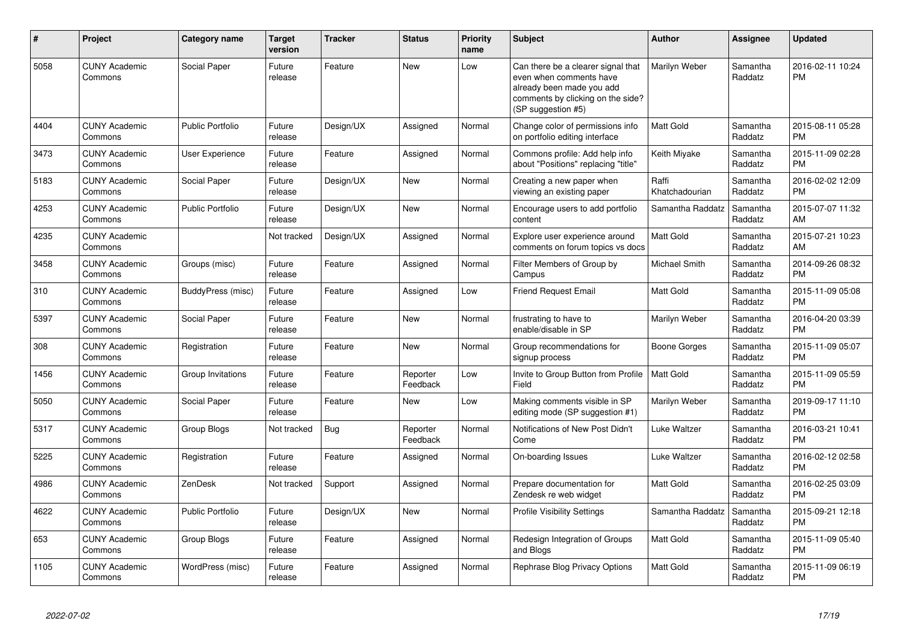| # | Project | Category name | Target version | Tracker | Status | Priority name | Subject | Author | Assignee | Updated |
|---|---|---|---|---|---|---|---|---|---|---|
| 5058 | CUNY Academic Commons | Social Paper | Future release | Feature | New | Low | Can there be a clearer signal that even when comments have already been made you add comments by clicking on the side? (SP suggestion #5) | Marilyn Weber | Samantha Raddatz | 2016-02-11 10:24 PM |
| 4404 | CUNY Academic Commons | Public Portfolio | Future release | Design/UX | Assigned | Normal | Change color of permissions info on portfolio editing interface | Matt Gold | Samantha Raddatz | 2015-08-11 05:28 PM |
| 3473 | CUNY Academic Commons | User Experience | Future release | Feature | Assigned | Normal | Commons profile: Add help info about "Positions" replacing "title" | Keith Miyake | Samantha Raddatz | 2015-11-09 02:28 PM |
| 5183 | CUNY Academic Commons | Social Paper | Future release | Design/UX | New | Normal | Creating a new paper when viewing an existing paper | Raffi Khatchadourian | Samantha Raddatz | 2016-02-02 12:09 PM |
| 4253 | CUNY Academic Commons | Public Portfolio | Future release | Design/UX | New | Normal | Encourage users to add portfolio content | Samantha Raddatz | Samantha Raddatz | 2015-07-07 11:32 AM |
| 4235 | CUNY Academic Commons | | Not tracked | Design/UX | Assigned | Normal | Explore user experience around comments on forum topics vs docs | Matt Gold | Samantha Raddatz | 2015-07-21 10:23 AM |
| 3458 | CUNY Academic Commons | Groups (misc) | Future release | Feature | Assigned | Normal | Filter Members of Group by Campus | Michael Smith | Samantha Raddatz | 2014-09-26 08:32 PM |
| 310 | CUNY Academic Commons | BuddyPress (misc) | Future release | Feature | Assigned | Low | Friend Request Email | Matt Gold | Samantha Raddatz | 2015-11-09 05:08 PM |
| 5397 | CUNY Academic Commons | Social Paper | Future release | Feature | New | Normal | frustrating to have to enable/disable in SP | Marilyn Weber | Samantha Raddatz | 2016-04-20 03:39 PM |
| 308 | CUNY Academic Commons | Registration | Future release | Feature | New | Normal | Group recommendations for signup process | Boone Gorges | Samantha Raddatz | 2015-11-09 05:07 PM |
| 1456 | CUNY Academic Commons | Group Invitations | Future release | Feature | Reporter Feedback | Low | Invite to Group Button from Profile Field | Matt Gold | Samantha Raddatz | 2015-11-09 05:59 PM |
| 5050 | CUNY Academic Commons | Social Paper | Future release | Feature | New | Low | Making comments visible in SP editing mode (SP suggestion #1) | Marilyn Weber | Samantha Raddatz | 2019-09-17 11:10 PM |
| 5317 | CUNY Academic Commons | Group Blogs | Not tracked | Bug | Reporter Feedback | Normal | Notifications of New Post Didn't Come | Luke Waltzer | Samantha Raddatz | 2016-03-21 10:41 PM |
| 5225 | CUNY Academic Commons | Registration | Future release | Feature | Assigned | Normal | On-boarding Issues | Luke Waltzer | Samantha Raddatz | 2016-02-12 02:58 PM |
| 4986 | CUNY Academic Commons | ZenDesk | Not tracked | Support | Assigned | Normal | Prepare documentation for Zendesk re web widget | Matt Gold | Samantha Raddatz | 2016-02-25 03:09 PM |
| 4622 | CUNY Academic Commons | Public Portfolio | Future release | Design/UX | New | Normal | Profile Visibility Settings | Samantha Raddatz | Samantha Raddatz | 2015-09-21 12:18 PM |
| 653 | CUNY Academic Commons | Group Blogs | Future release | Feature | Assigned | Normal | Redesign Integration of Groups and Blogs | Matt Gold | Samantha Raddatz | 2015-11-09 05:40 PM |
| 1105 | CUNY Academic Commons | WordPress (misc) | Future release | Feature | Assigned | Normal | Rephrase Blog Privacy Options | Matt Gold | Samantha Raddatz | 2015-11-09 06:19 PM |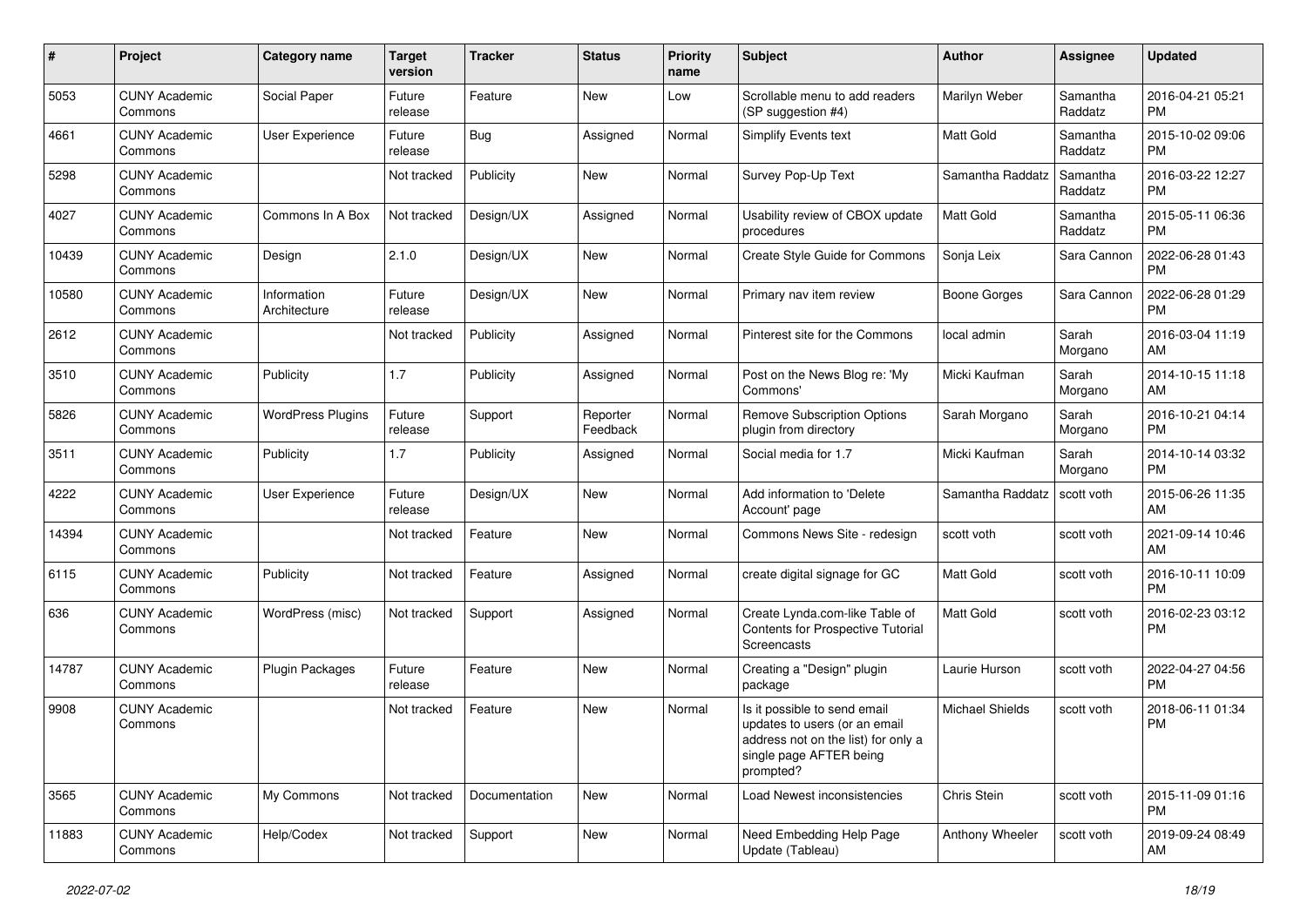| # | Project | Category name | Target version | Tracker | Status | Priority name | Subject | Author | Assignee | Updated |
|---|---|---|---|---|---|---|---|---|---|---|
| 5053 | CUNY Academic Commons | Social Paper | Future release | Feature | New | Low | Scrollable menu to add readers (SP suggestion #4) | Marilyn Weber | Samantha Raddatz | 2016-04-21 05:21 PM |
| 4661 | CUNY Academic Commons | User Experience | Future release | Bug | Assigned | Normal | Simplify Events text | Matt Gold | Samantha Raddatz | 2015-10-02 09:06 PM |
| 5298 | CUNY Academic Commons | | Not tracked | Publicity | New | Normal | Survey Pop-Up Text | Samantha Raddatz | Samantha Raddatz | 2016-03-22 12:27 PM |
| 4027 | CUNY Academic Commons | Commons In A Box | Not tracked | Design/UX | Assigned | Normal | Usability review of CBOX update procedures | Matt Gold | Samantha Raddatz | 2015-05-11 06:36 PM |
| 10439 | CUNY Academic Commons | Design | 2.1.0 | Design/UX | New | Normal | Create Style Guide for Commons | Sonja Leix | Sara Cannon | 2022-06-28 01:43 PM |
| 10580 | CUNY Academic Commons | Information Architecture | Future release | Design/UX | New | Normal | Primary nav item review | Boone Gorges | Sara Cannon | 2022-06-28 01:29 PM |
| 2612 | CUNY Academic Commons | | Not tracked | Publicity | Assigned | Normal | Pinterest site for the Commons | local admin | Sarah Morgano | 2016-03-04 11:19 AM |
| 3510 | CUNY Academic Commons | Publicity | 1.7 | Publicity | Assigned | Normal | Post on the News Blog re: 'My Commons' | Micki Kaufman | Sarah Morgano | 2014-10-15 11:18 AM |
| 5826 | CUNY Academic Commons | WordPress Plugins | Future release | Support | Reporter Feedback | Normal | Remove Subscription Options plugin from directory | Sarah Morgano | Sarah Morgano | 2016-10-21 04:14 PM |
| 3511 | CUNY Academic Commons | Publicity | 1.7 | Publicity | Assigned | Normal | Social media for 1.7 | Micki Kaufman | Sarah Morgano | 2014-10-14 03:32 PM |
| 4222 | CUNY Academic Commons | User Experience | Future release | Design/UX | New | Normal | Add information to 'Delete Account' page | Samantha Raddatz | scott voth | 2015-06-26 11:35 AM |
| 14394 | CUNY Academic Commons | | Not tracked | Feature | New | Normal | Commons News Site - redesign | scott voth | scott voth | 2021-09-14 10:46 AM |
| 6115 | CUNY Academic Commons | Publicity | Not tracked | Feature | Assigned | Normal | create digital signage for GC | Matt Gold | scott voth | 2016-10-11 10:09 PM |
| 636 | CUNY Academic Commons | WordPress (misc) | Not tracked | Support | Assigned | Normal | Create Lynda.com-like Table of Contents for Prospective Tutorial Screencasts | Matt Gold | scott voth | 2016-02-23 03:12 PM |
| 14787 | CUNY Academic Commons | Plugin Packages | Future release | Feature | New | Normal | Creating a "Design" plugin package | Laurie Hurson | scott voth | 2022-04-27 04:56 PM |
| 9908 | CUNY Academic Commons | | Not tracked | Feature | New | Normal | Is it possible to send email updates to users (or an email address not on the list) for only a single page AFTER being prompted? | Michael Shields | scott voth | 2018-06-11 01:34 PM |
| 3565 | CUNY Academic Commons | My Commons | Not tracked | Documentation | New | Normal | Load Newest inconsistencies | Chris Stein | scott voth | 2015-11-09 01:16 PM |
| 11883 | CUNY Academic Commons | Help/Codex | Not tracked | Support | New | Normal | Need Embedding Help Page Update (Tableau) | Anthony Wheeler | scott voth | 2019-09-24 08:49 AM |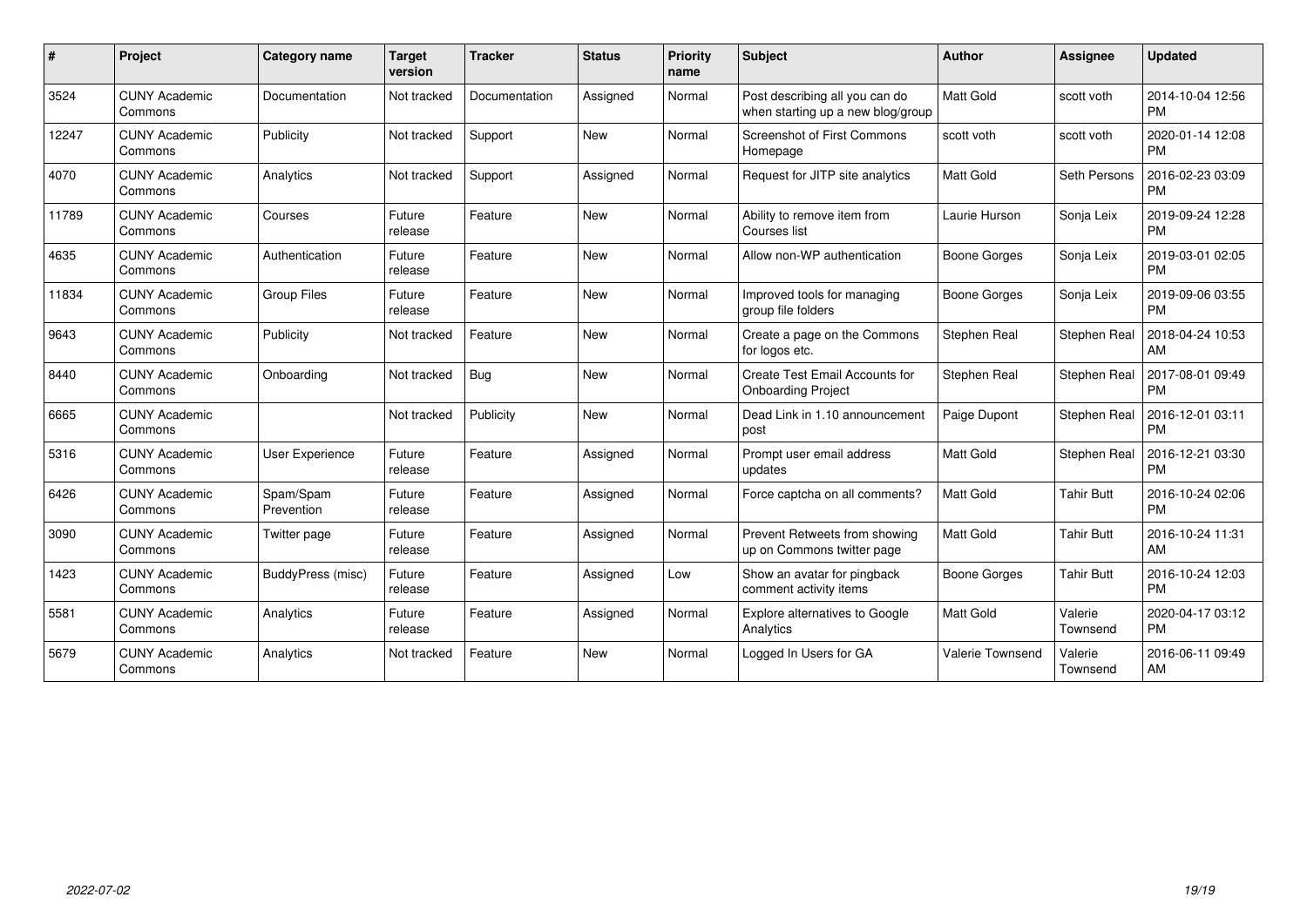| # | Project | Category name | Target version | Tracker | Status | Priority name | Subject | Author | Assignee | Updated |
|---|---|---|---|---|---|---|---|---|---|---|
| 3524 | CUNY Academic Commons | Documentation | Not tracked | Documentation | Assigned | Normal | Post describing all you can do when starting up a new blog/group | Matt Gold | scott voth | 2014-10-04 12:56 PM |
| 12247 | CUNY Academic Commons | Publicity | Not tracked | Support | New | Normal | Screenshot of First Commons Homepage | scott voth | scott voth | 2020-01-14 12:08 PM |
| 4070 | CUNY Academic Commons | Analytics | Not tracked | Support | Assigned | Normal | Request for JITP site analytics | Matt Gold | Seth Persons | 2016-02-23 03:09 PM |
| 11789 | CUNY Academic Commons | Courses | Future release | Feature | New | Normal | Ability to remove item from Courses list | Laurie Hurson | Sonja Leix | 2019-09-24 12:28 PM |
| 4635 | CUNY Academic Commons | Authentication | Future release | Feature | New | Normal | Allow non-WP authentication | Boone Gorges | Sonja Leix | 2019-03-01 02:05 PM |
| 11834 | CUNY Academic Commons | Group Files | Future release | Feature | New | Normal | Improved tools for managing group file folders | Boone Gorges | Sonja Leix | 2019-09-06 03:55 PM |
| 9643 | CUNY Academic Commons | Publicity | Not tracked | Feature | New | Normal | Create a page on the Commons for logos etc. | Stephen Real | Stephen Real | 2018-04-24 10:53 AM |
| 8440 | CUNY Academic Commons | Onboarding | Not tracked | Bug | New | Normal | Create Test Email Accounts for Onboarding Project | Stephen Real | Stephen Real | 2017-08-01 09:49 PM |
| 6665 | CUNY Academic Commons | | Not tracked | Publicity | New | Normal | Dead Link in 1.10 announcement post | Paige Dupont | Stephen Real | 2016-12-01 03:11 PM |
| 5316 | CUNY Academic Commons | User Experience | Future release | Feature | Assigned | Normal | Prompt user email address updates | Matt Gold | Stephen Real | 2016-12-21 03:30 PM |
| 6426 | CUNY Academic Commons | Spam/Spam Prevention | Future release | Feature | Assigned | Normal | Force captcha on all comments? | Matt Gold | Tahir Butt | 2016-10-24 02:06 PM |
| 3090 | CUNY Academic Commons | Twitter page | Future release | Feature | Assigned | Normal | Prevent Retweets from showing up on Commons twitter page | Matt Gold | Tahir Butt | 2016-10-24 11:31 AM |
| 1423 | CUNY Academic Commons | BuddyPress (misc) | Future release | Feature | Assigned | Low | Show an avatar for pingback comment activity items | Boone Gorges | Tahir Butt | 2016-10-24 12:03 PM |
| 5581 | CUNY Academic Commons | Analytics | Future release | Feature | Assigned | Normal | Explore alternatives to Google Analytics | Matt Gold | Valerie Townsend | 2020-04-17 03:12 PM |
| 5679 | CUNY Academic Commons | Analytics | Not tracked | Feature | New | Normal | Logged In Users for GA | Valerie Townsend | Valerie Townsend | 2016-06-11 09:49 AM |